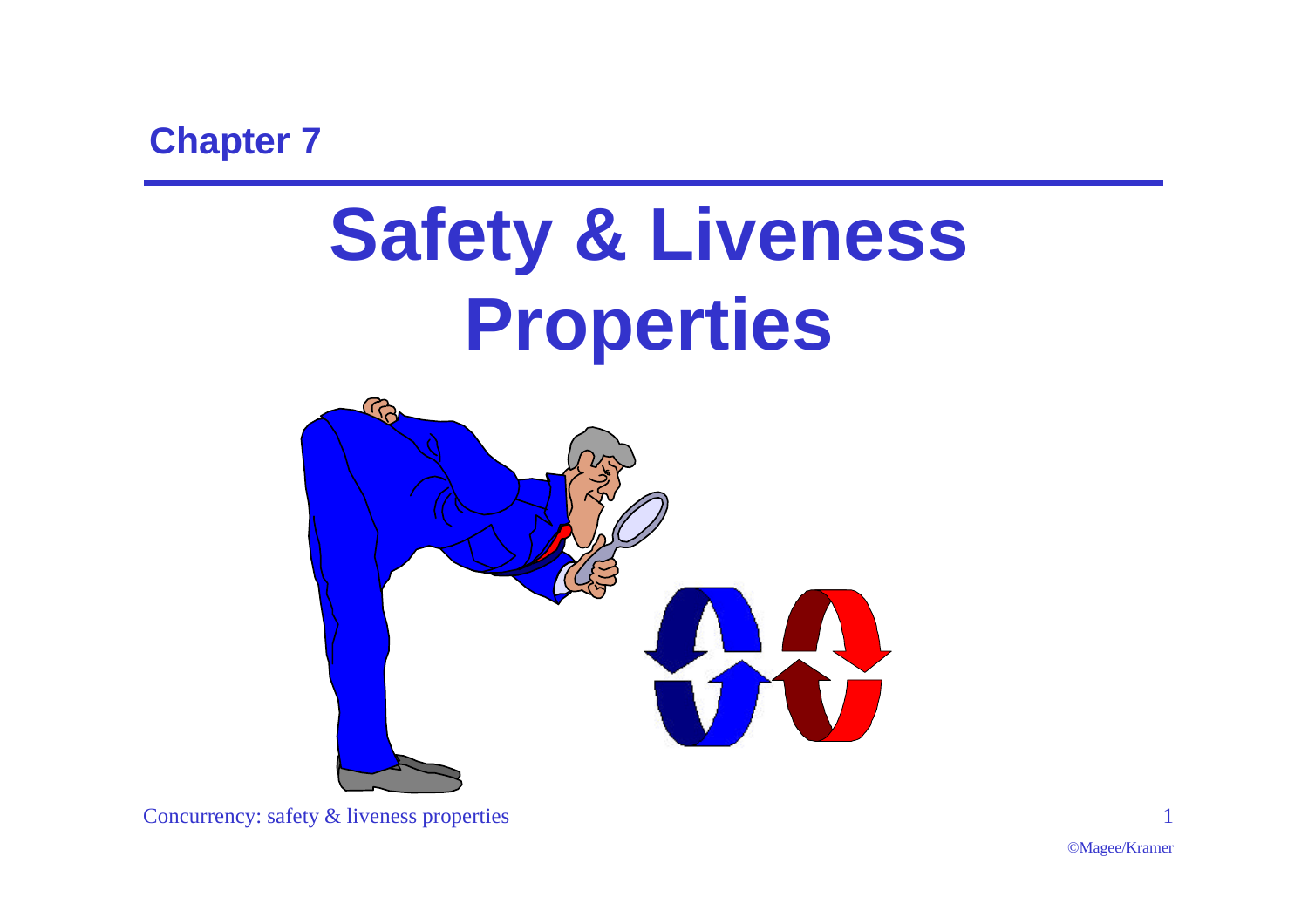Chapter 7

# Safety & Liveness Properties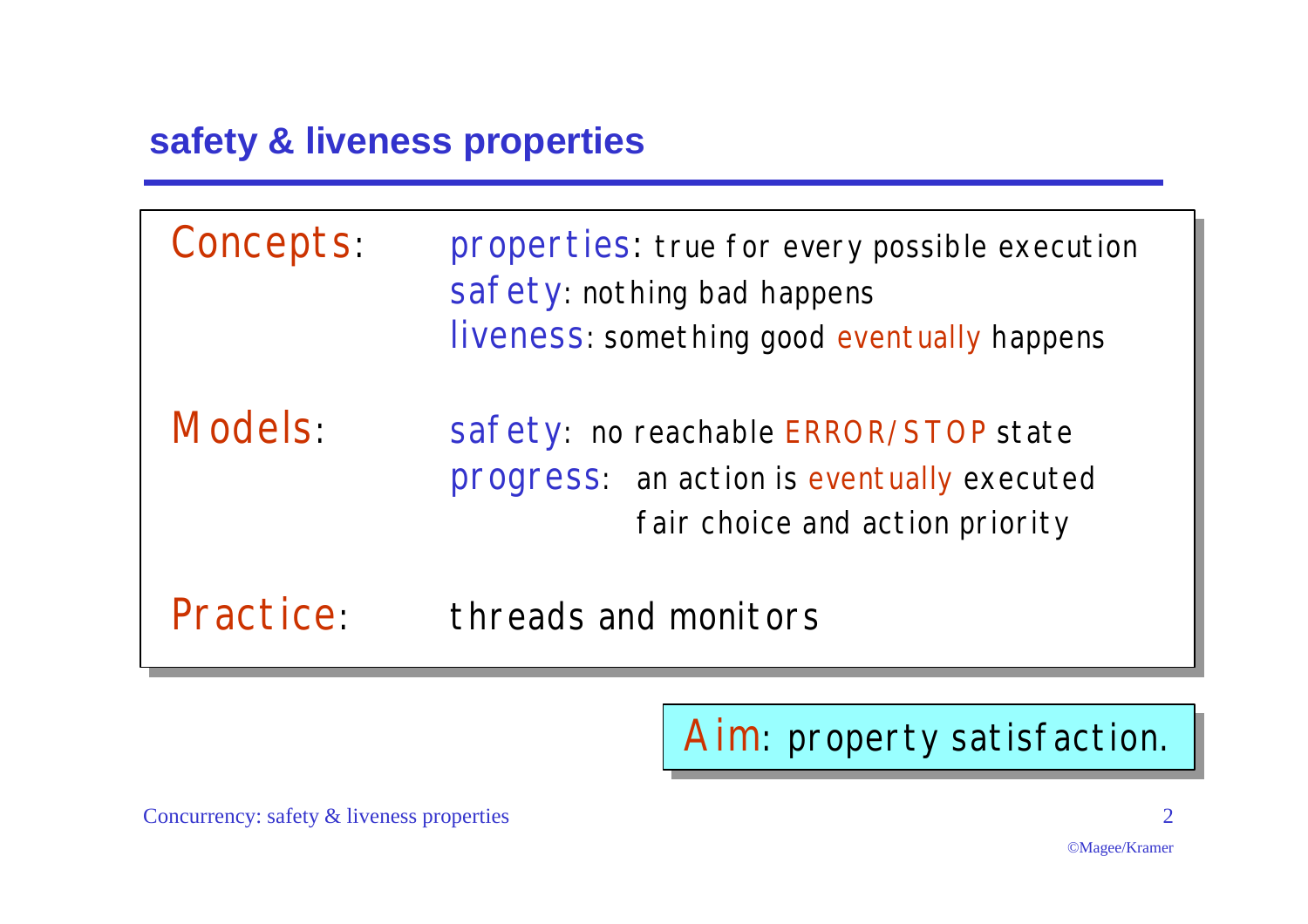## safety & liveness properties

**Concepts:**
- **properties**: true for every possible execution
- **safety**: nothing bad happens
- **liveness**: something good *eventually* happens

**Models:**
- **safety**: no reachable ERROR/STOP state
- **progress**: an action is *eventually* executed
  - fair choice and action priority

**Practice:** threads and monitors

**Aim**: property satisfaction.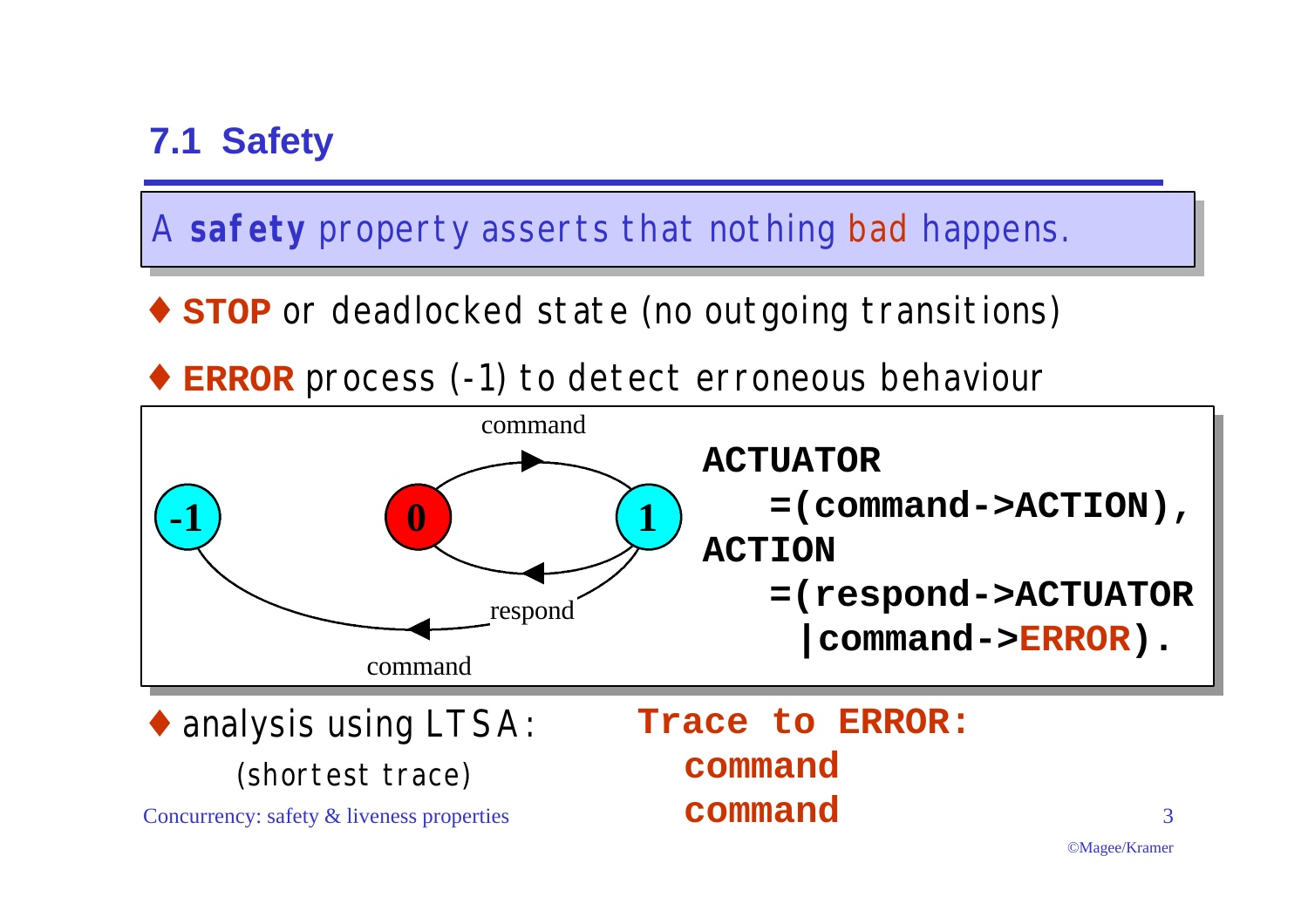## 7.1 Safety

A **safety** property asserts that nothing bad happens.

- **STOP** or deadlocked state (no outgoing transitions)
- **ERROR** process (-1) to detect erroneous behaviour

```
ACTUATOR
   =(command->ACTION),
ACTION
   =(respond->ACTUATOR
    |command->ERROR).
```

- analysis using LTSA:

  (shortest trace)

**Trace to ERROR:**
**command**
**command**

Concurrency: safety & liveness properties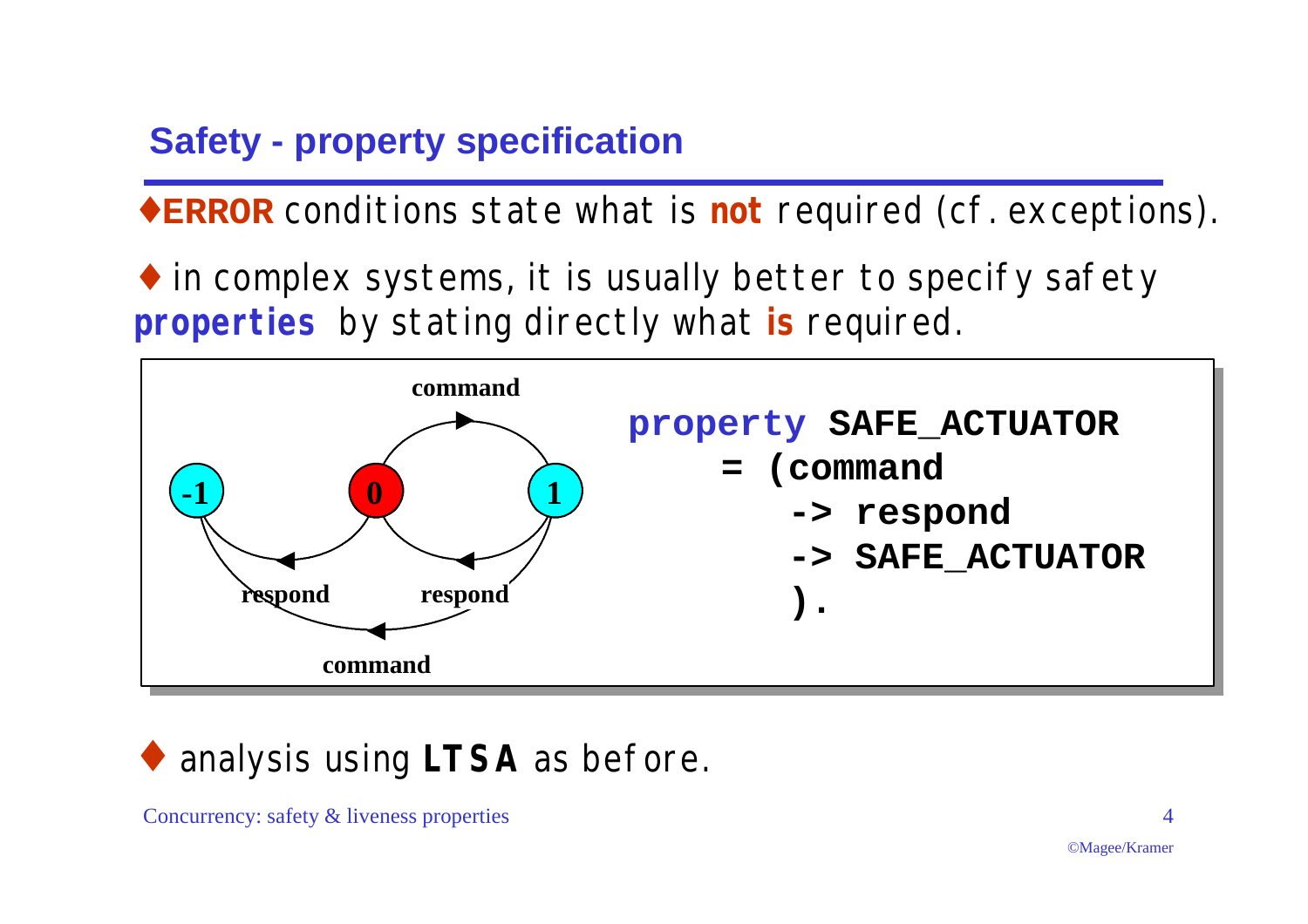## Safety - property specification

- **ERROR** conditions state what is **not** required (cf. exceptions).
- in complex systems, it is usually better to specify safety **properties** by stating directly what **is** required.

```
property SAFE_ACTUATOR
    = (command
        -> respond
        -> SAFE_ACTUATOR
      ).
```

- analysis using **LTSA** as before.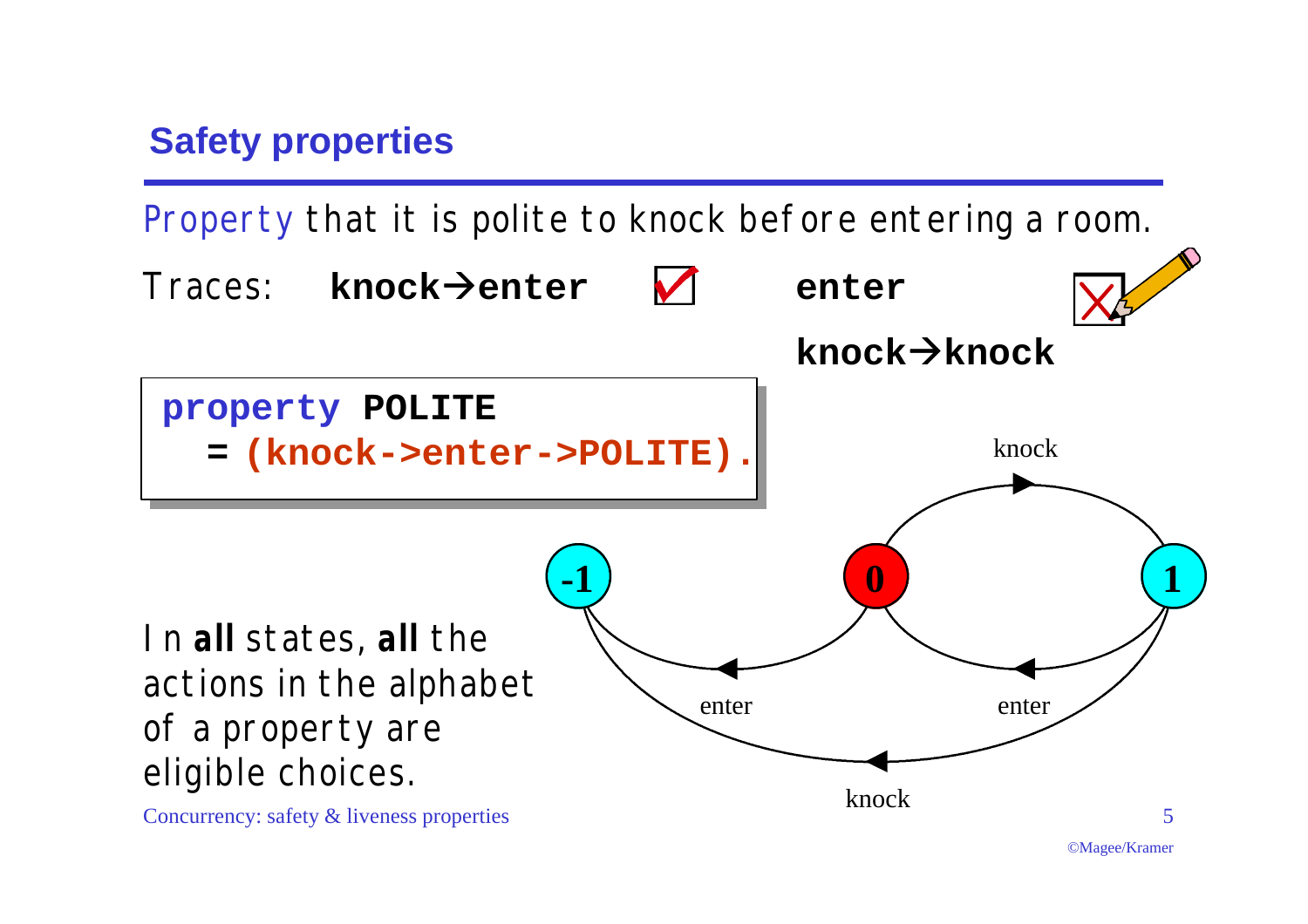## Safety properties

Property that it is polite to knock before entering a room.

Traces: **knock→enter** ☑ **enter** **knock→knock** ☒

```
property POLITE
  = (knock->enter->POLITE).
```

In **all** states, **all** the actions in the alphabet of a property are eligible choices.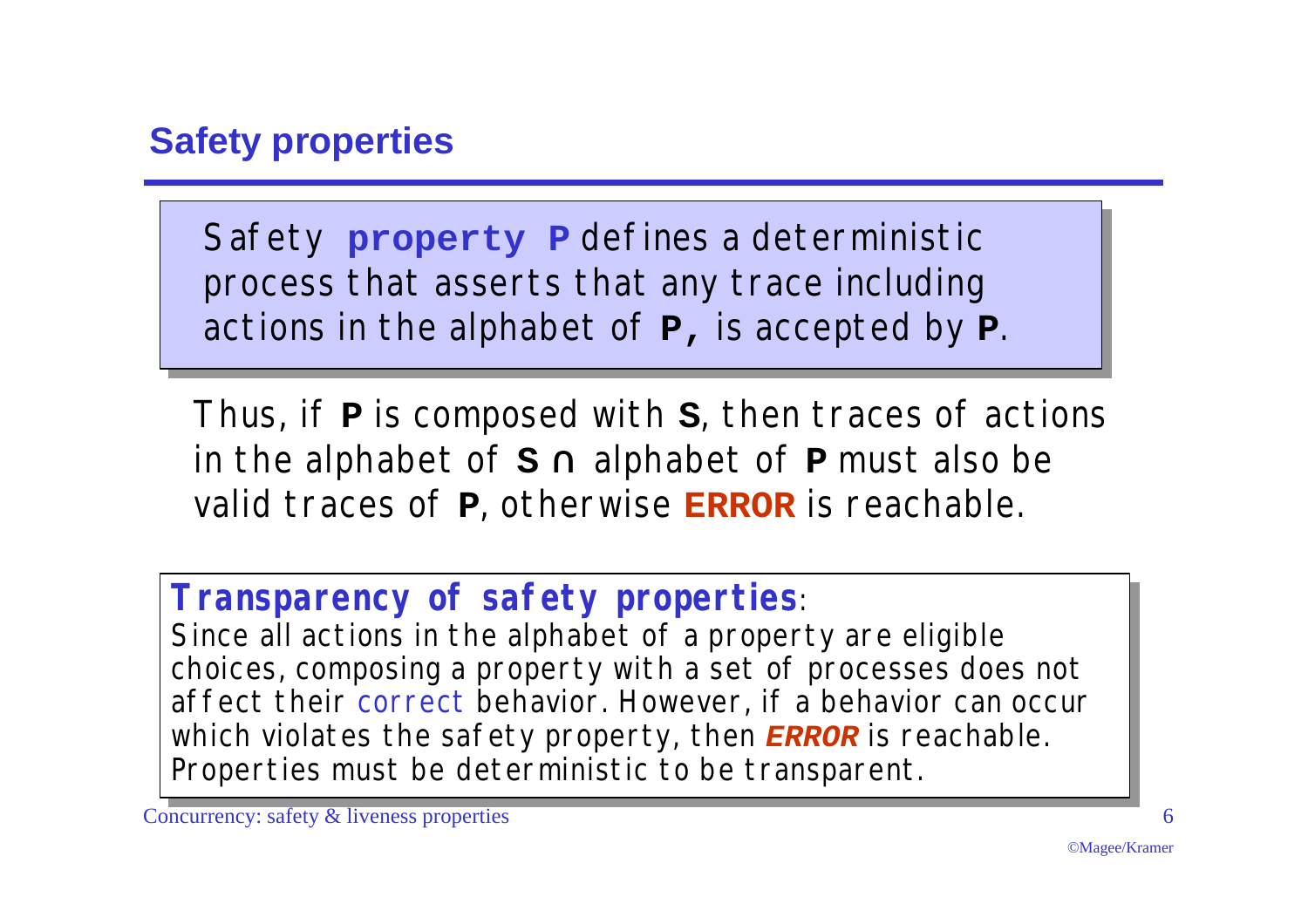## Safety properties

Safety **property P** defines a deterministic process that asserts that any trace including actions in the alphabet of **P**, is accepted by **P**.

Thus, if **P** is composed with **S**, then traces of actions in the alphabet of **S** ∩ alphabet of **P** must also be valid traces of **P**, otherwise **ERROR** is reachable.

***Transparency of safety properties***:
Since all actions in the alphabet of a property are eligible choices, composing a property with a set of processes does not affect their correct behavior. However, if a behavior can occur which violates the safety property, then ***ERROR*** is reachable. Properties must be deterministic to be transparent.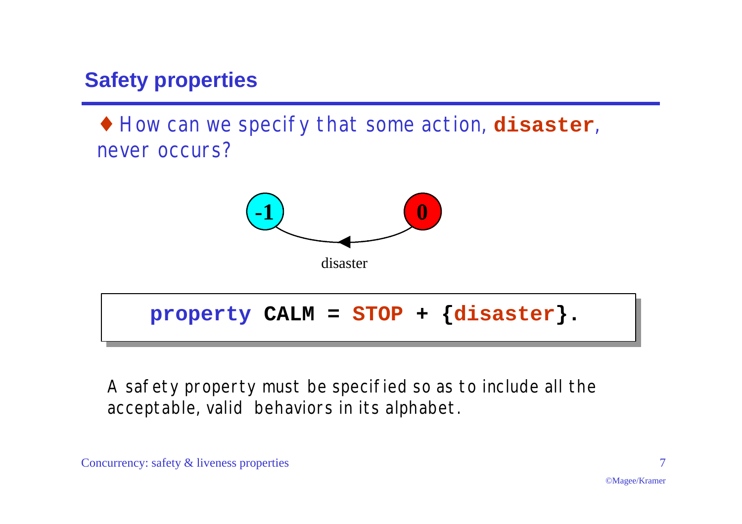## Safety properties

- How can we specify that some action, **`disaster`**, never occurs?

```
property CALM = STOP + {disaster}.
```

A safety property must be specified so as to include all the acceptable, valid behaviors in its alphabet.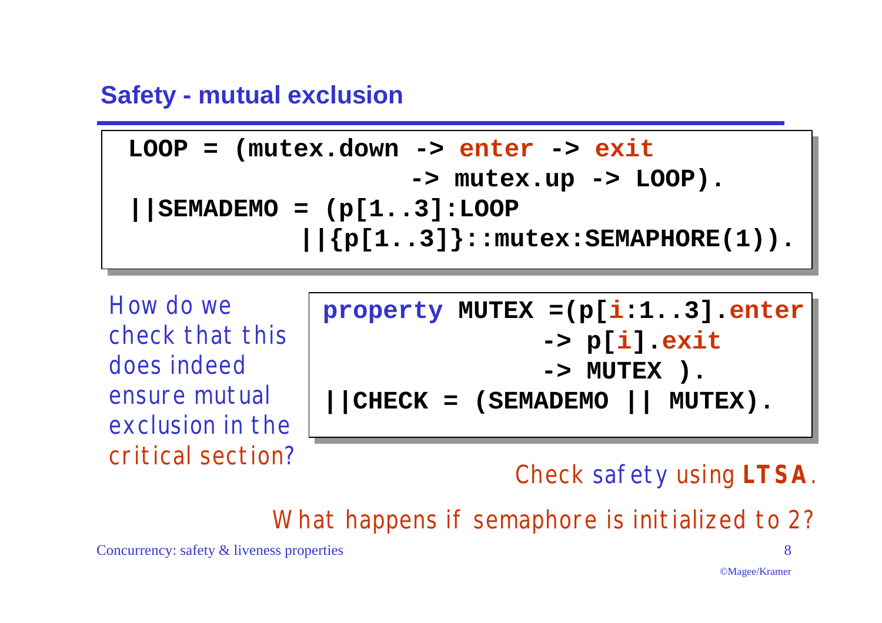## Safety - mutual exclusion

```
LOOP = (mutex.down -> enter -> exit
                  -> mutex.up -> LOOP).
||SEMADEMO = (p[1..3]:LOOP
           ||{p[1..3]}::mutex:SEMAPHORE(1)).
```

How do we check that this does indeed ensure mutual exclusion in the critical section?

```
property MUTEX =(p[i:1..3].enter
                -> p[i].exit
                -> MUTEX ).
||CHECK = (SEMADEMO || MUTEX).
```

Check safety using **LTSA**.

What happens if semaphore is initialized to 2?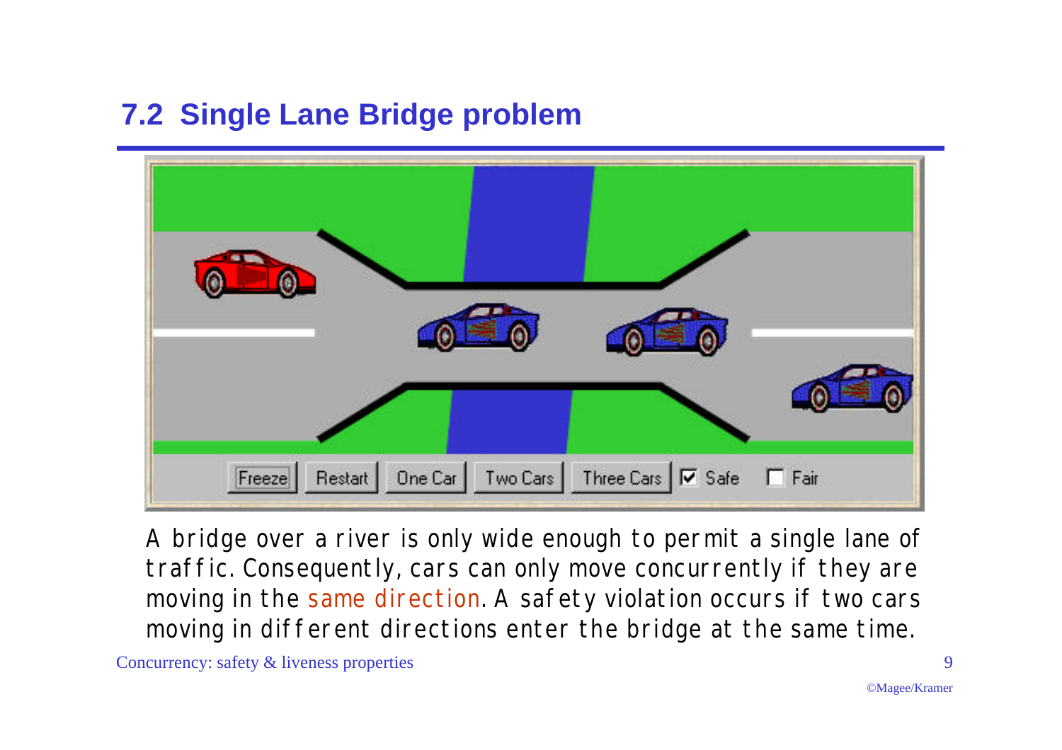## 7.2 Single Lane Bridge problem

A bridge over a river is only wide enough to permit a single lane of traffic. Consequently, cars can only move concurrently if they are moving in the same direction. A safety violation occurs if two cars moving in different directions enter the bridge at the same time.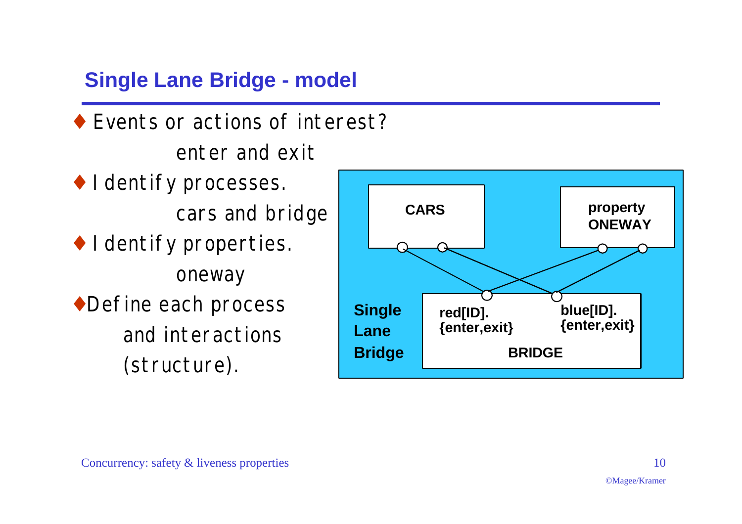## Single Lane Bridge - model

- Events or actions of interest?
  
  enter and exit
- Identify processes.
  
  cars and bridge
- Identify properties.
  
  oneway
- Define each process and interactions (structure).

CARS

property ONEWAY

Single Lane Bridge

red[ID].{enter,exit}

blue[ID].{enter,exit}

BRIDGE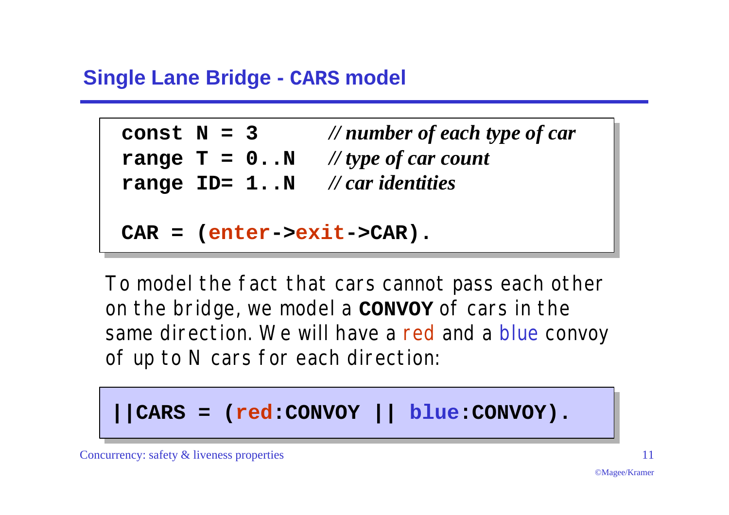## Single Lane Bridge - CARS model

```
const N = 3        // number of each type of car
range T = 0..N     // type of car count
range ID= 1..N     // car identities

CAR = (enter->exit->CAR).
```

To model the fact that cars cannot pass each other on the bridge, we model a **CONVOY** of cars in the same direction. We will have a red and a blue convoy of up to N cars for each direction:

```
||CARS = (red:CONVOY || blue:CONVOY).
```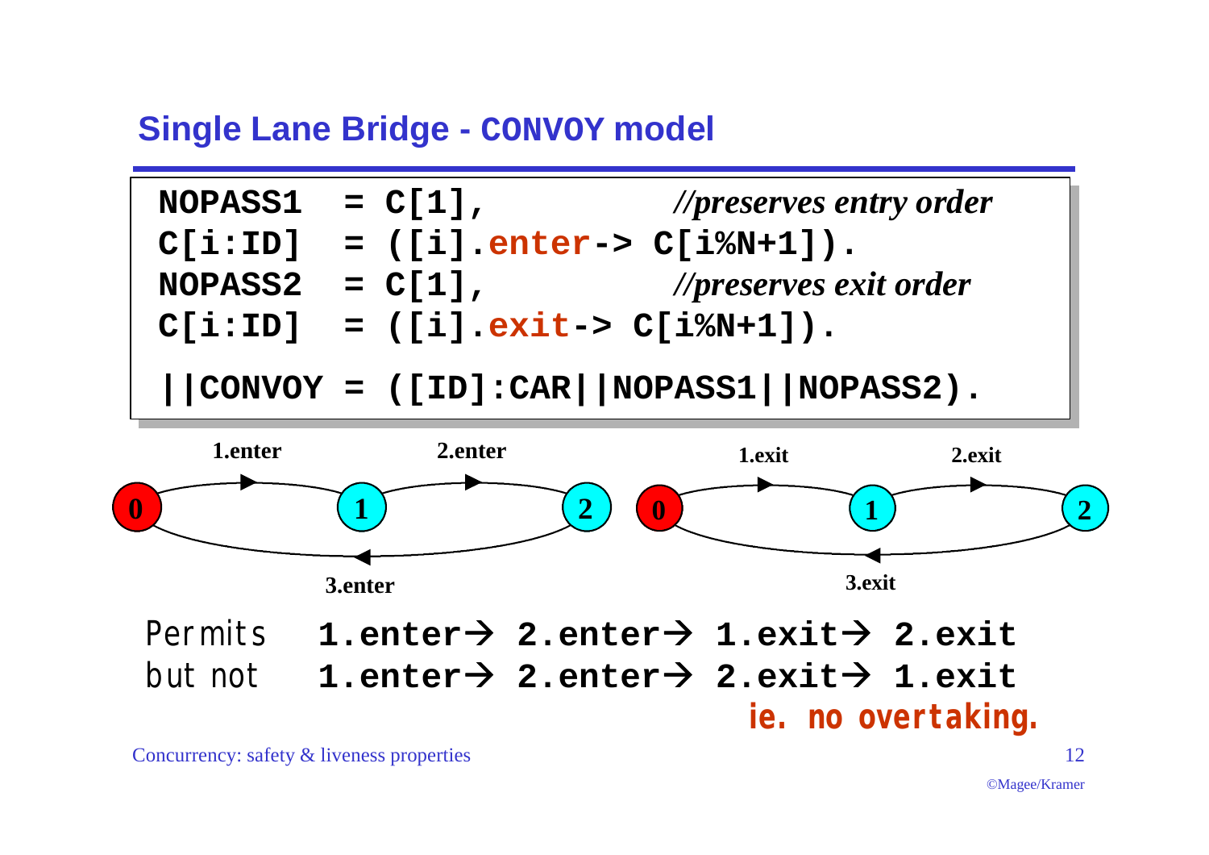## Single Lane Bridge - CONVOY model

```
NOPASS1  = C[1],            //preserves entry order
C[i:ID]  = ([i].enter-> C[i%N+1]).
NOPASS2  = C[1],            //preserves exit order
C[i:ID]  = ([i].exit-> C[i%N+1]).

||CONVOY = ([ID]:CAR||NOPASS1||NOPASS2).
```

Permits **1.enter → 2.enter → 1.exit → 2.exit**

but not **1.enter → 2.enter → 2.exit → 1.exit**

**ie. no overtaking.**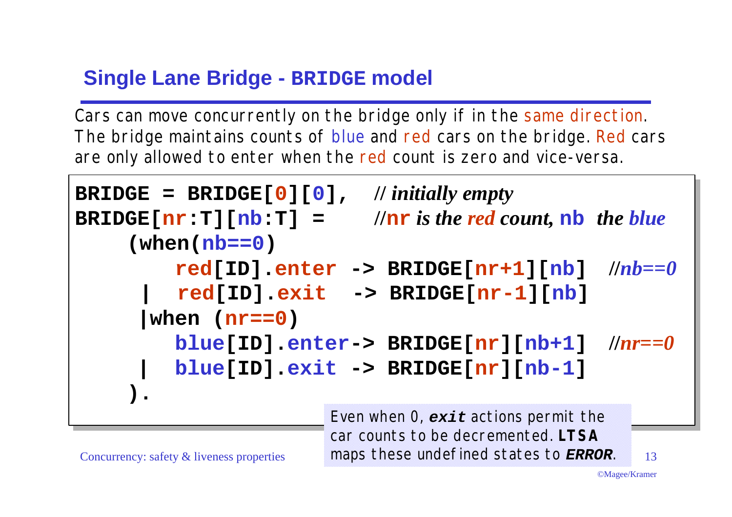## Single Lane Bridge - BRIDGE model

Cars can move concurrently on the bridge only if in the same direction. The bridge maintains counts of blue and red cars on the bridge. Red cars are only allowed to enter when the red count is zero and vice-versa.

```
BRIDGE = BRIDGE[0][0],    // initially empty
BRIDGE[nr:T][nb:T] =      //nr is the red count, nb  the blue
    (when(nb==0)
        red[ID].enter -> BRIDGE[nr+1][nb]   //nb==0
     |  red[ID].exit  -> BRIDGE[nr-1][nb]
     |when (nr==0)
        blue[ID].enter-> BRIDGE[nr][nb+1]   //nr==0
     |  blue[ID].exit -> BRIDGE[nr][nb-1]
    ).
```

Even when 0, ***exit*** actions permit the car counts to be decremented. **LTSA** maps these undefined states to ***ERROR***.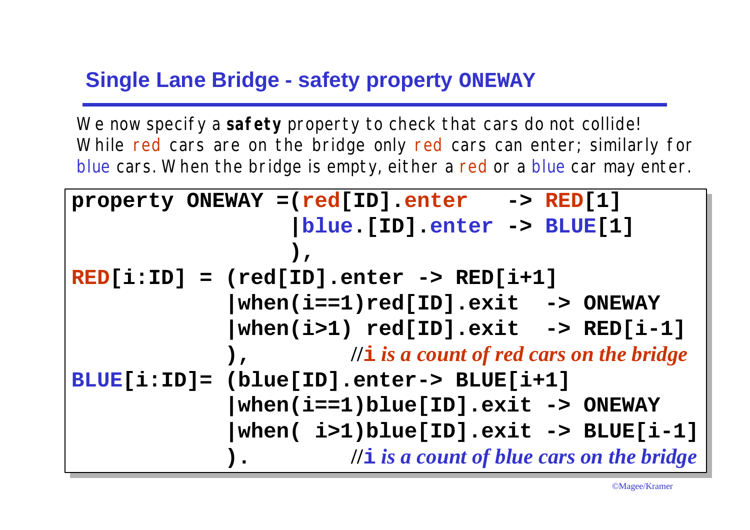## Single Lane Bridge - safety property ONEWAY

We now specify a **safety** property to check that cars do not collide! While red cars are on the bridge only red cars can enter; similarly for blue cars. When the bridge is empty, either a red or a blue car may enter.

```
property ONEWAY =(red[ID].enter   -> RED[1]
                 |blue.[ID].enter -> BLUE[1]
                 ),
RED[i:ID] = (red[ID].enter -> RED[i+1]
            |when(i==1)red[ID].exit  -> ONEWAY
            |when(i>1) red[ID].exit  -> RED[i-1]
            ),          //i is a count of red cars on the bridge
BLUE[i:ID]= (blue[ID].enter-> BLUE[i+1]
            |when(i==1)blue[ID].exit -> ONEWAY
            |when( i>1)blue[ID].exit -> BLUE[i-1]
            ).          //i is a count of blue cars on the bridge
```

©Magee/Kramer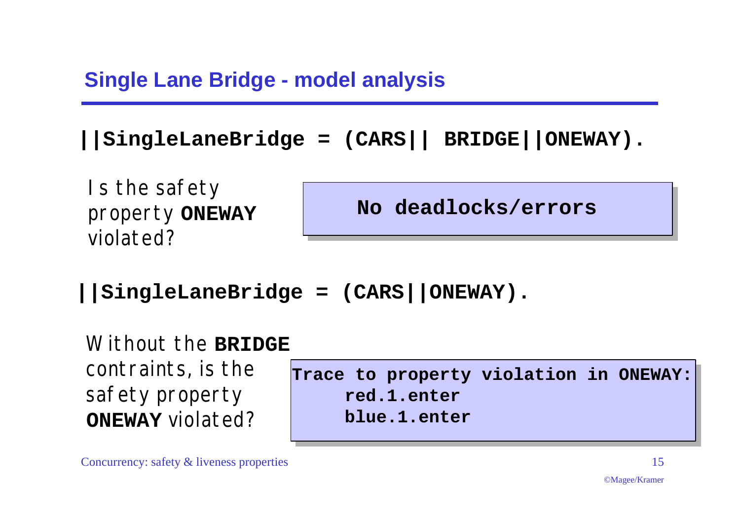## Single Lane Bridge - model analysis

```
||SingleLaneBridge = (CARS|| BRIDGE||ONEWAY).
```

Is the safety property **ONEWAY** violated?

```
No deadlocks/errors
```

```
||SingleLaneBridge = (CARS||ONEWAY).
```

Without the **BRIDGE** contraints, is the safety property **ONEWAY** violated?

```
Trace to property violation in ONEWAY:
    red.1.enter
    blue.1.enter
```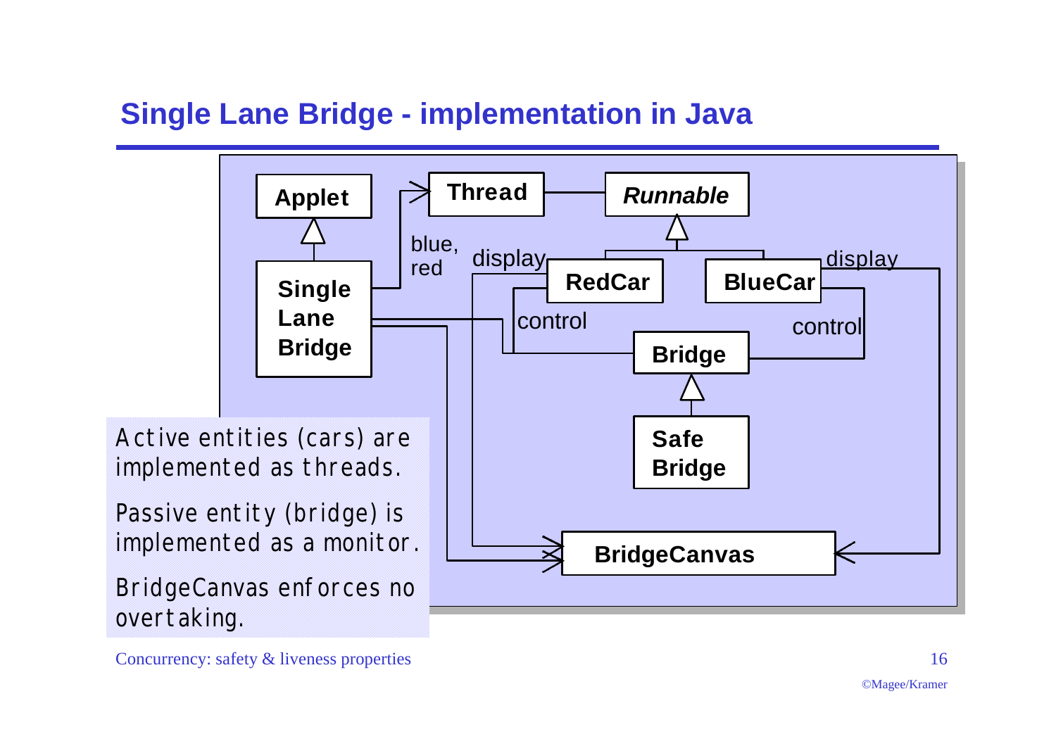# Single Lane Bridge - implementation in Java

Applet

Thread

*Runnable*

Single Lane Bridge

blue, red

display

RedCar

BlueCar

display

control

control

Bridge

Safe Bridge

BridgeCanvas

Active entities (cars) are implemented as threads.

Passive entity (bridge) is implemented as a monitor.

BridgeCanvas enforces no overtaking.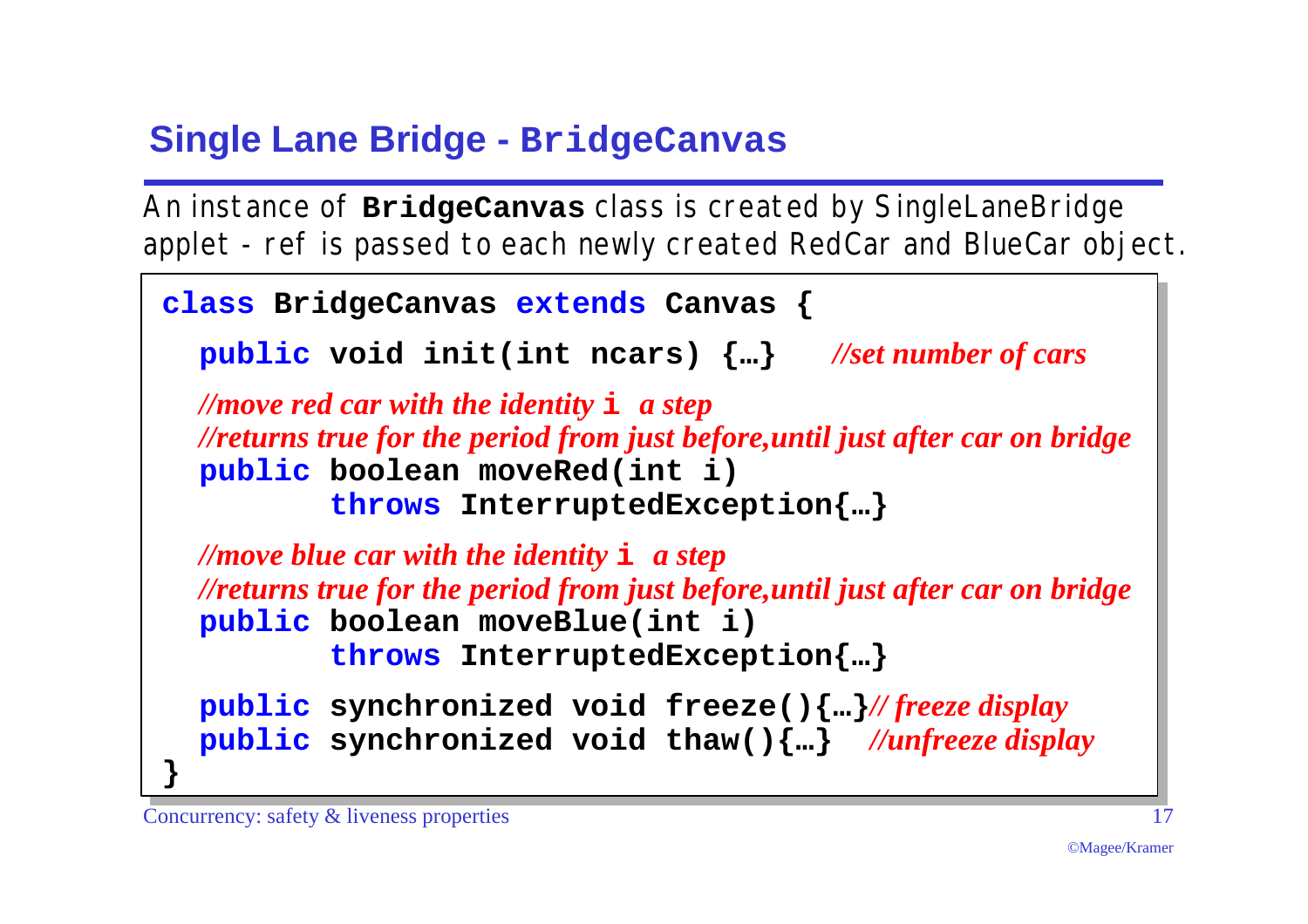## Single Lane Bridge - BridgeCanvas

An instance of **BridgeCanvas** class is created by SingleLaneBridge applet - ref is passed to each newly created RedCar and BlueCar object.

```
class BridgeCanvas extends Canvas {
  public void init(int ncars) {…}    //set number of cars

  //move red car with the identity i  a step
  //returns true for the period from just before,until just after car on bridge
  public boolean moveRed(int i)
         throws InterruptedException{…}

  //move blue car with the identity i  a step
  //returns true for the period from just before,until just after car on bridge
  public boolean moveBlue(int i)
         throws InterruptedException{…}

  public synchronized void freeze(){…}// freeze display
  public synchronized void thaw(){…}  //unfreeze display
}
```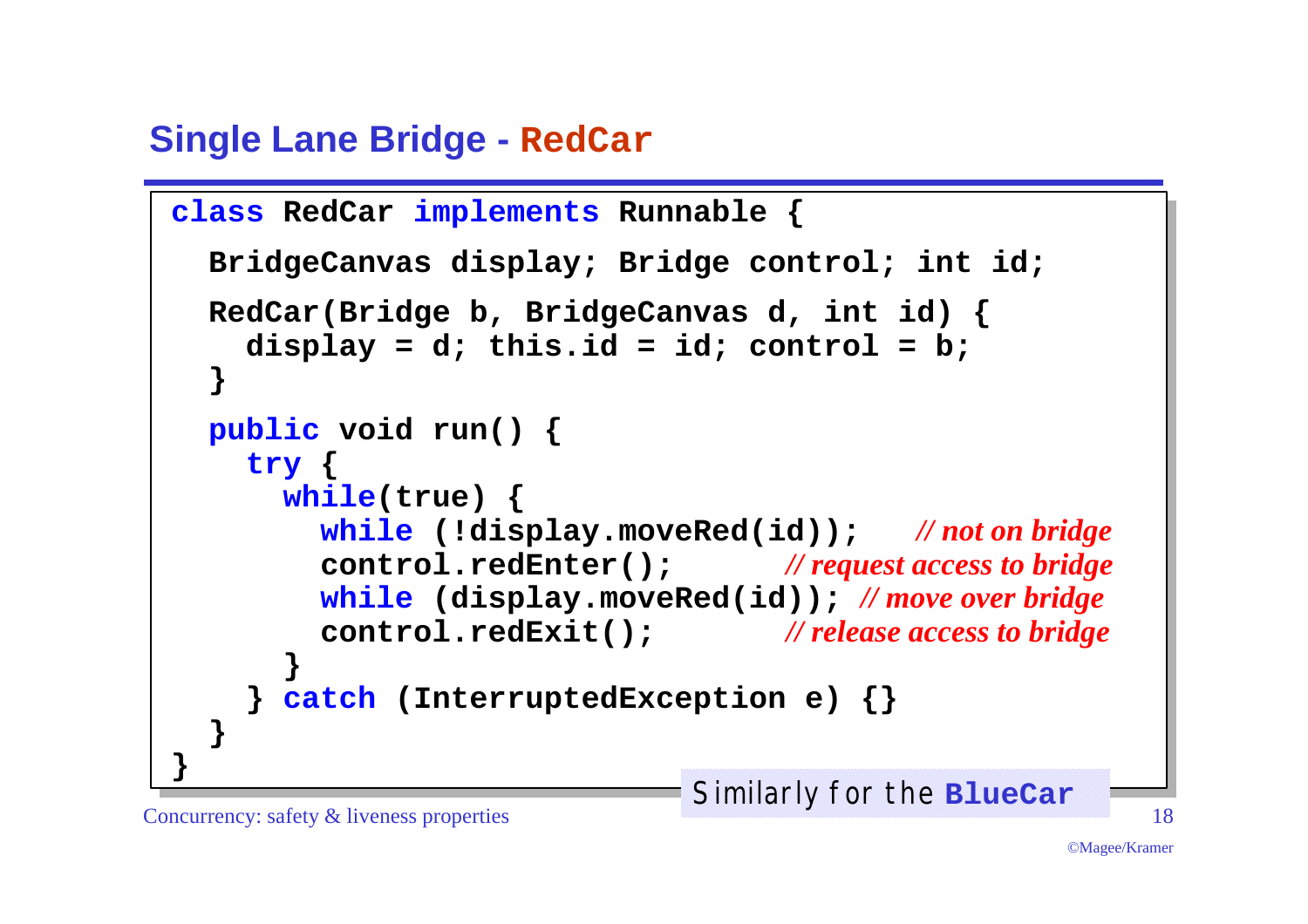## Single Lane Bridge - RedCar

```
class RedCar implements Runnable {

  BridgeCanvas display; Bridge control; int id;

  RedCar(Bridge b, BridgeCanvas d, int id) {
    display = d; this.id = id; control = b;
  }

  public void run() {
    try {
      while(true) {
        while (!display.moveRed(id));    // not on bridge
        control.redEnter();          // request access to bridge
        while (display.moveRed(id)); // move over bridge
        control.redExit();           // release access to bridge
      }
    } catch (InterruptedException e) {}
  }
}
```

Similarly for the **BlueCar**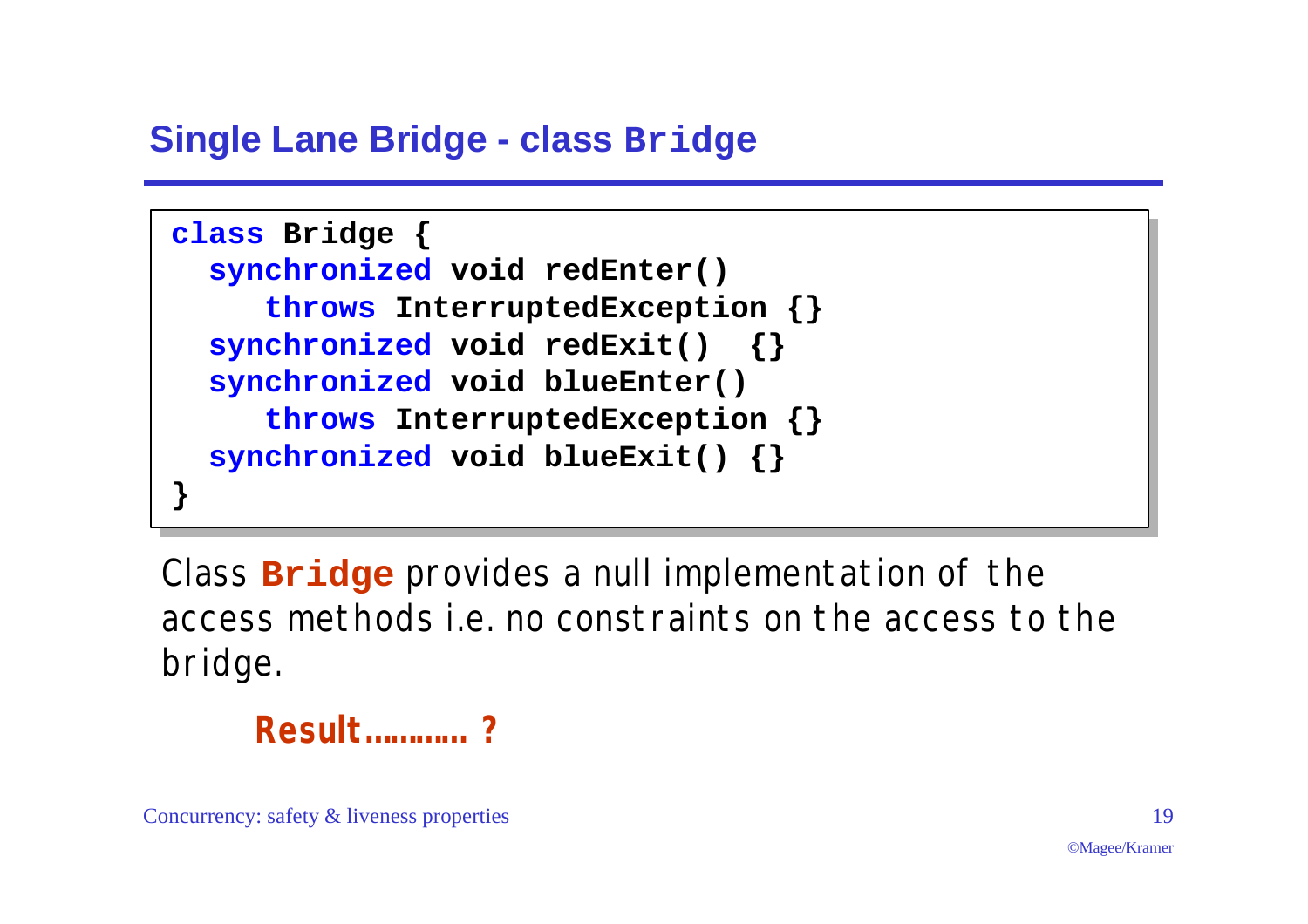## Single Lane Bridge - class `Bridge`

```
class Bridge {
  synchronized void redEnter()
     throws InterruptedException {}
  synchronized void redExit()  {}
  synchronized void blueEnter()
     throws InterruptedException {}
  synchronized void blueExit() {}
}
```

Class **Bridge** provides a null implementation of the access methods i.e. no constraints on the access to the bridge.

**Result………… ?**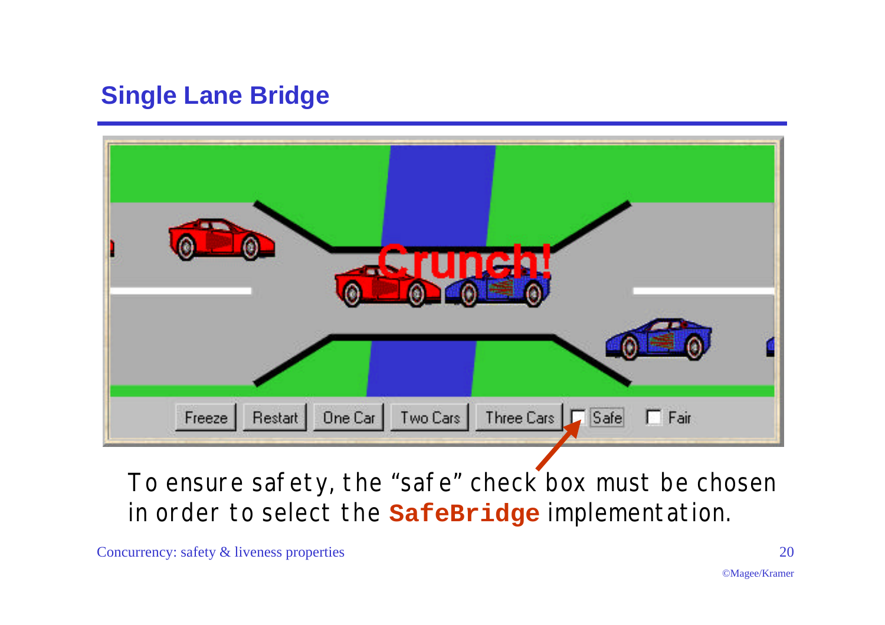## Single Lane Bridge

To ensure safety, the “safe” check box must be chosen in order to select the **SafeBridge** implementation.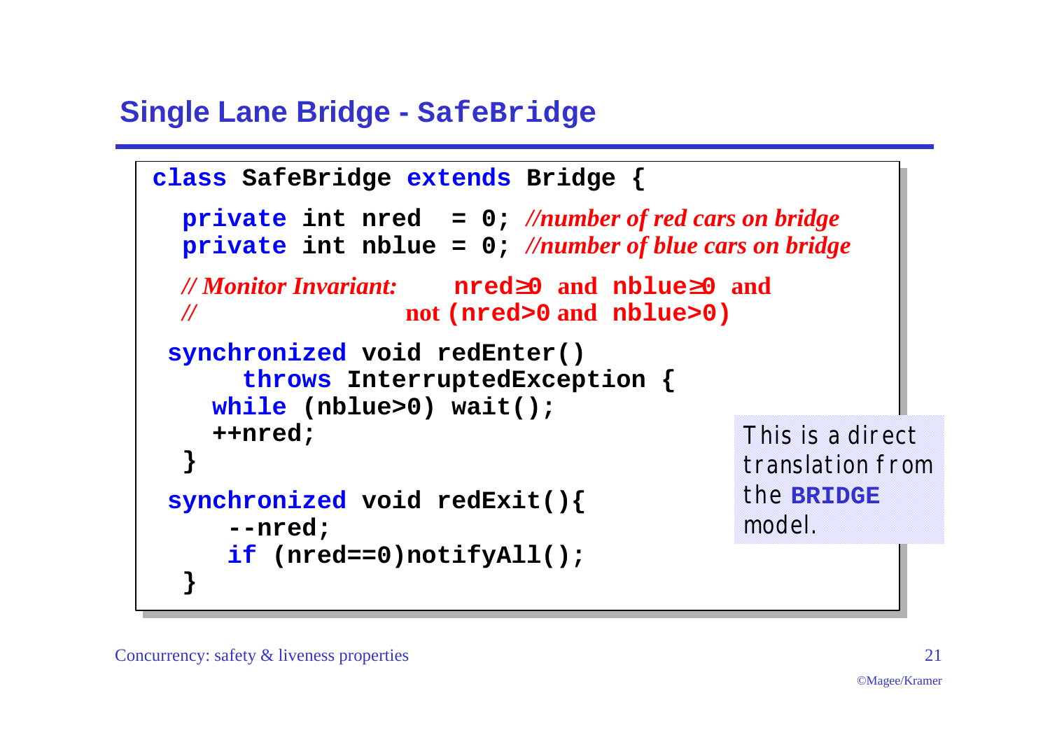## Single Lane Bridge - SafeBridge

```
class SafeBridge extends Bridge {

  private int nred  = 0; //number of red cars on bridge
  private int nblue = 0; //number of blue cars on bridge

  // Monitor Invariant:     nred≥0 and nblue≥0 and
  //                   not (nred>0 and nblue>0)

 synchronized void redEnter()
      throws InterruptedException {
    while (nblue>0) wait();
    ++nred;
  }

 synchronized void redExit(){
     --nred;
     if (nred==0)notifyAll();
  }
```

This is a direct translation from the **BRIDGE** model.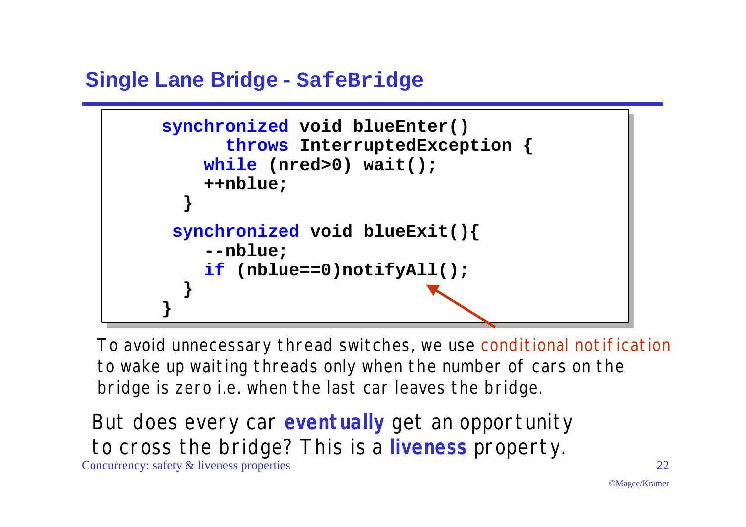## Single Lane Bridge - SafeBridge

```
synchronized void blueEnter()
      throws InterruptedException {
    while (nred>0) wait();
    ++nblue;
  }
 synchronized void blueExit(){
    --nblue;
    if (nblue==0)notifyAll();
  }
}
```

To avoid unnecessary thread switches, we use conditional notification to wake up waiting threads only when the number of cars on the bridge is zero i.e. when the last car leaves the bridge.

But does every car **eventually** get an opportunity to cross the bridge? This is a **liveness** property.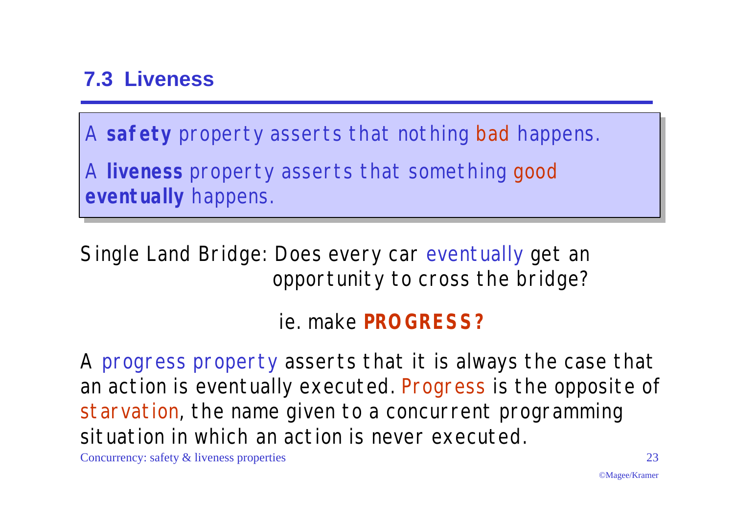## 7.3 Liveness

A **safety** property asserts that nothing bad happens.

A **liveness** property asserts that something good **eventually** happens.

Single Lane Bridge: Does every car eventually get an opportunity to cross the bridge?

ie. make **PROGRESS?**

A progress property asserts that it is always the case that an action is eventually executed. Progress is the opposite of starvation, the name given to a concurrent programming situation in which an action is never executed.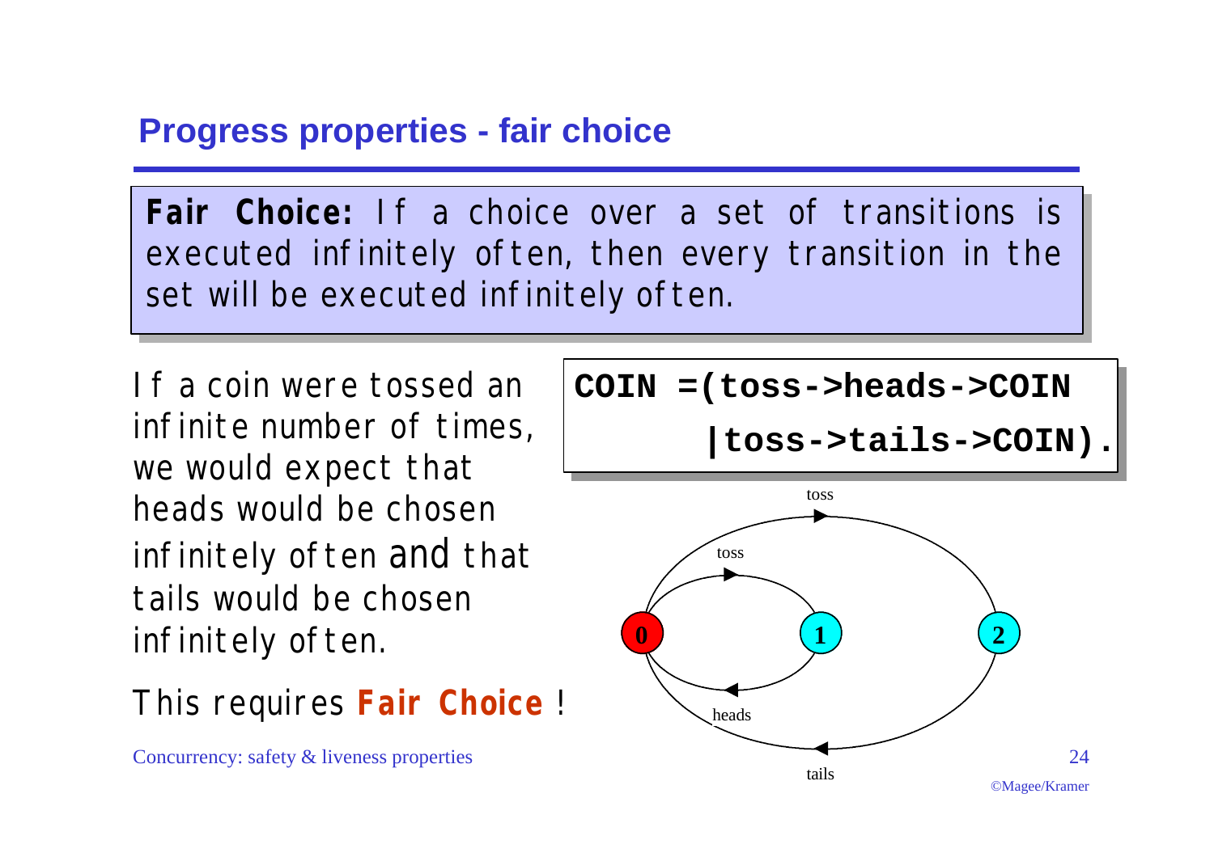## Progress properties - fair choice

**Fair Choice:** If a choice over a set of transitions is executed infinitely often, then every transition in the set will be executed infinitely often.

If a coin were tossed an infinite number of times, we would expect that heads would be chosen infinitely often and that tails would be chosen infinitely often.

This requires **Fair Choice** !

```
COIN =(toss->heads->COIN
      |toss->tails->COIN).
```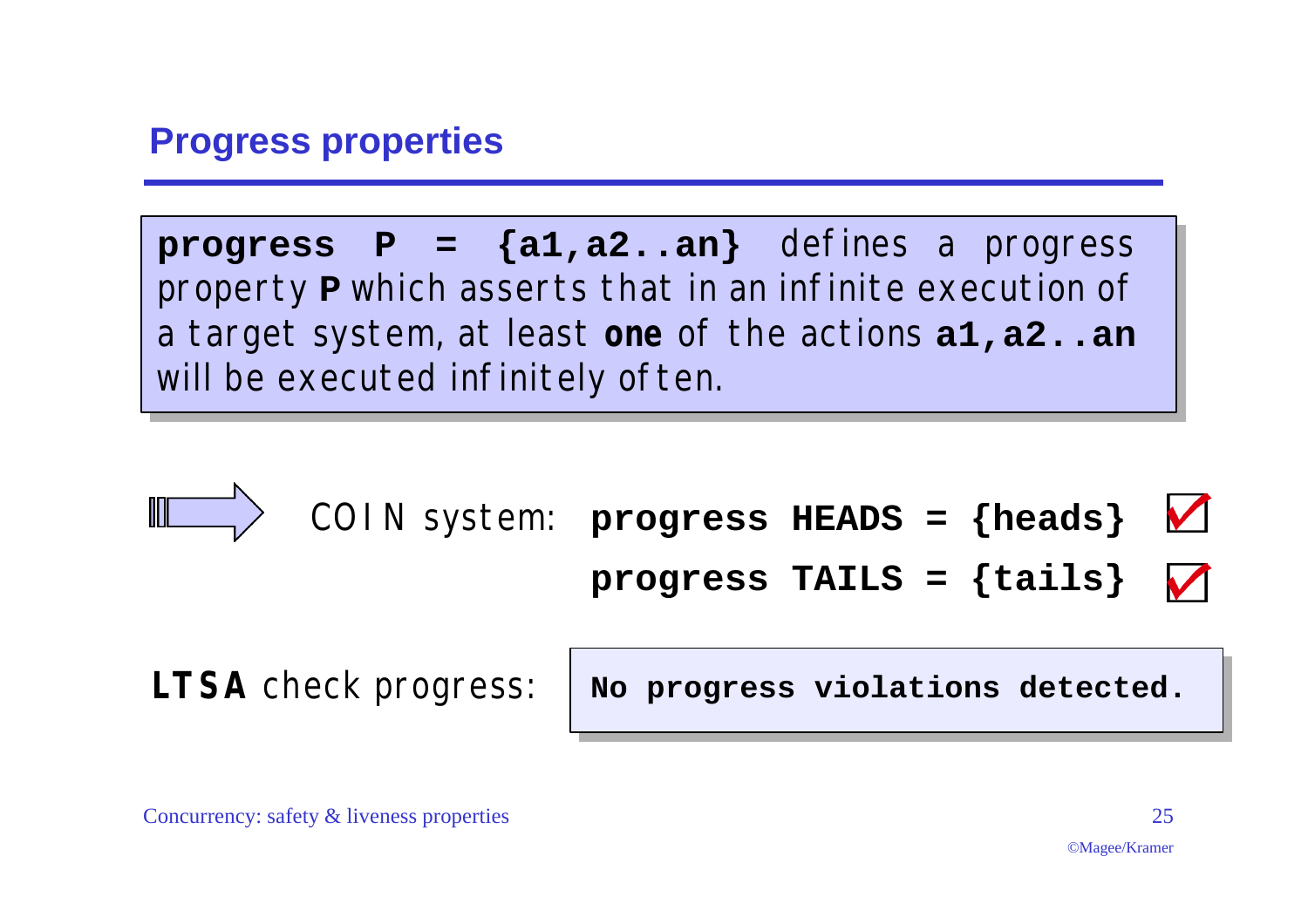## Progress properties

**progress P = {a1,a2..an}** defines a progress property **P** which asserts that in an infinite execution of a target system, at least **one** of the actions **a1,a2..an** will be executed infinitely often.

COIN system: **progress HEADS = {heads}** ✓

**progress TAILS = {tails}** ✓

**LTSA** check progress:

```
No progress violations detected.
```

Concurrency: safety & liveness properties

©Magee/Kramer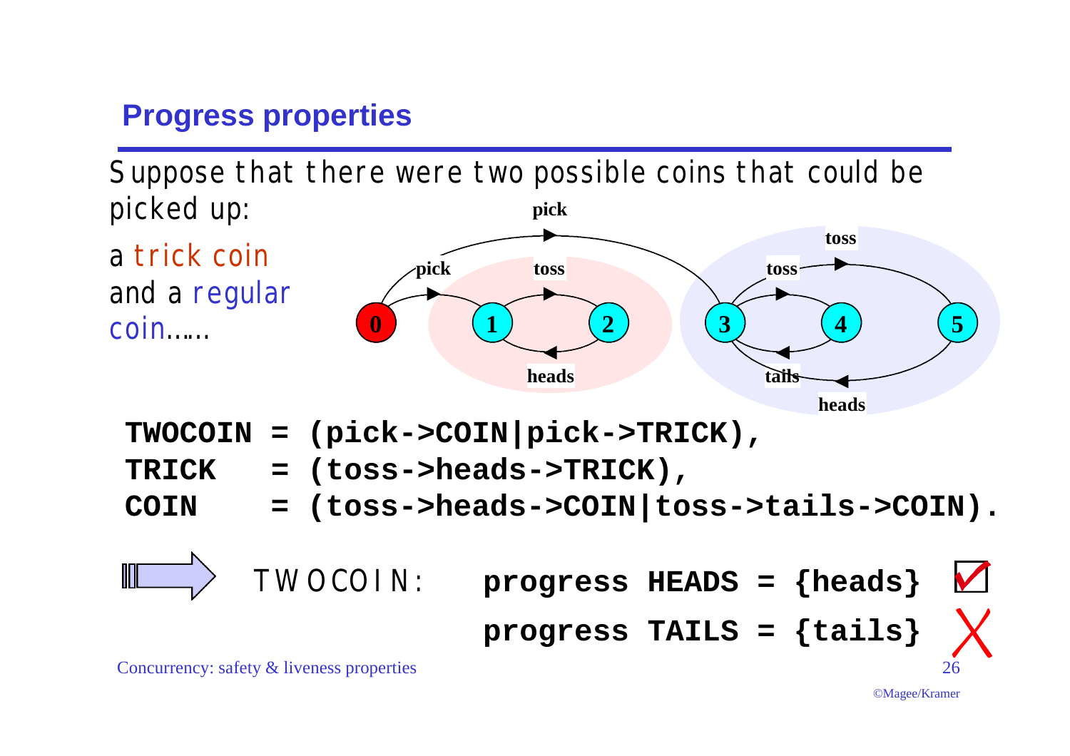## Progress properties

Suppose that there were two possible coins that could be picked up:

a trick coin and a regular coin……

```
TWOCOIN = (pick->COIN|pick->TRICK),
TRICK   = (toss->heads->TRICK),
COIN    = (toss->heads->COIN|toss->tails->COIN).
```

TWOCOIN:

```
progress HEADS = {heads}  ✓
progress TAILS = {tails}  ✗
```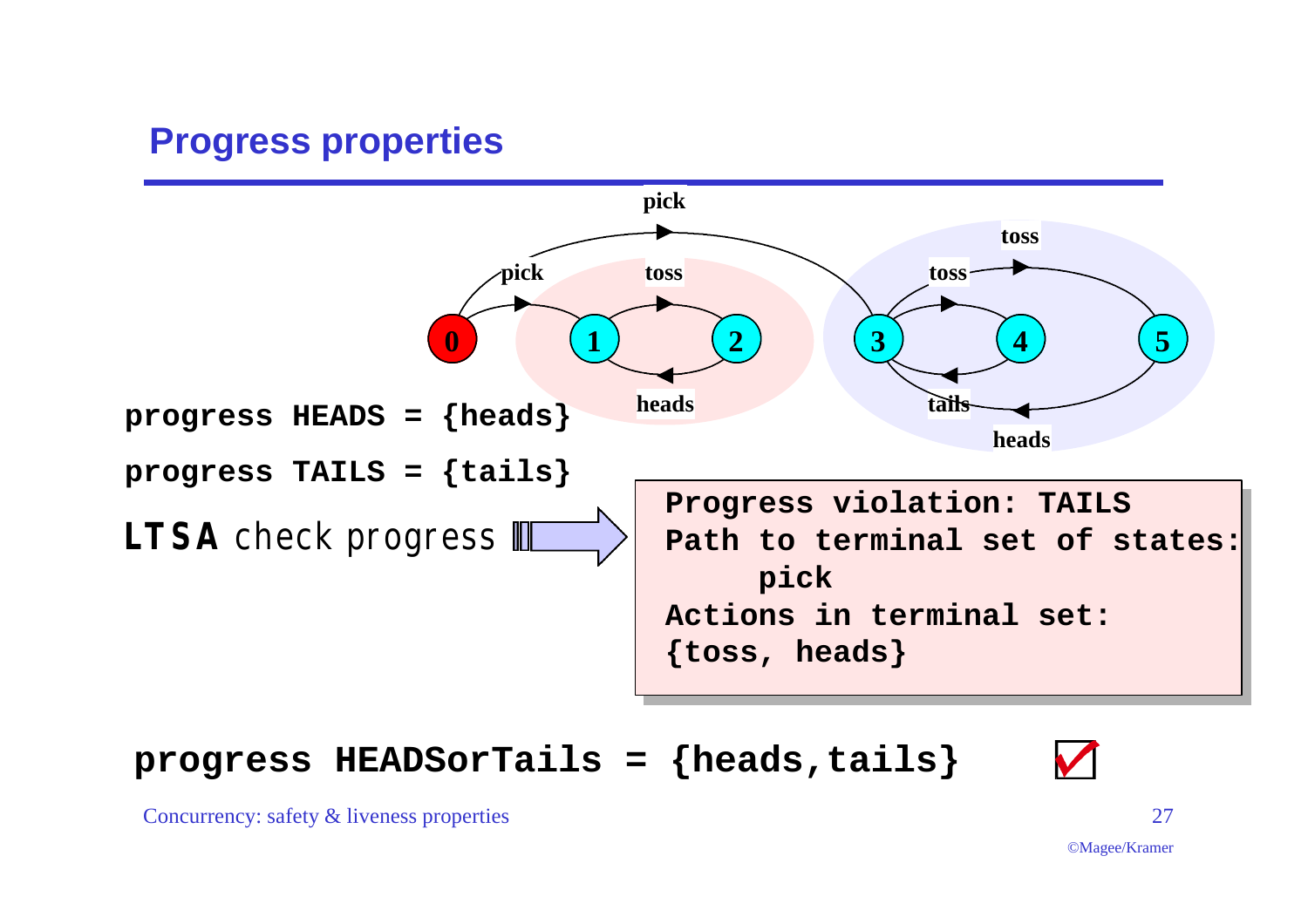## Progress properties

```
progress HEADS = {heads}
progress TAILS = {tails}
```

**LTSA** check progress

```
Progress violation: TAILS
Path to terminal set of states:
     pick
Actions in terminal set:
{toss, heads}
```

```
progress HEADSorTails = {heads,tails}
```

✓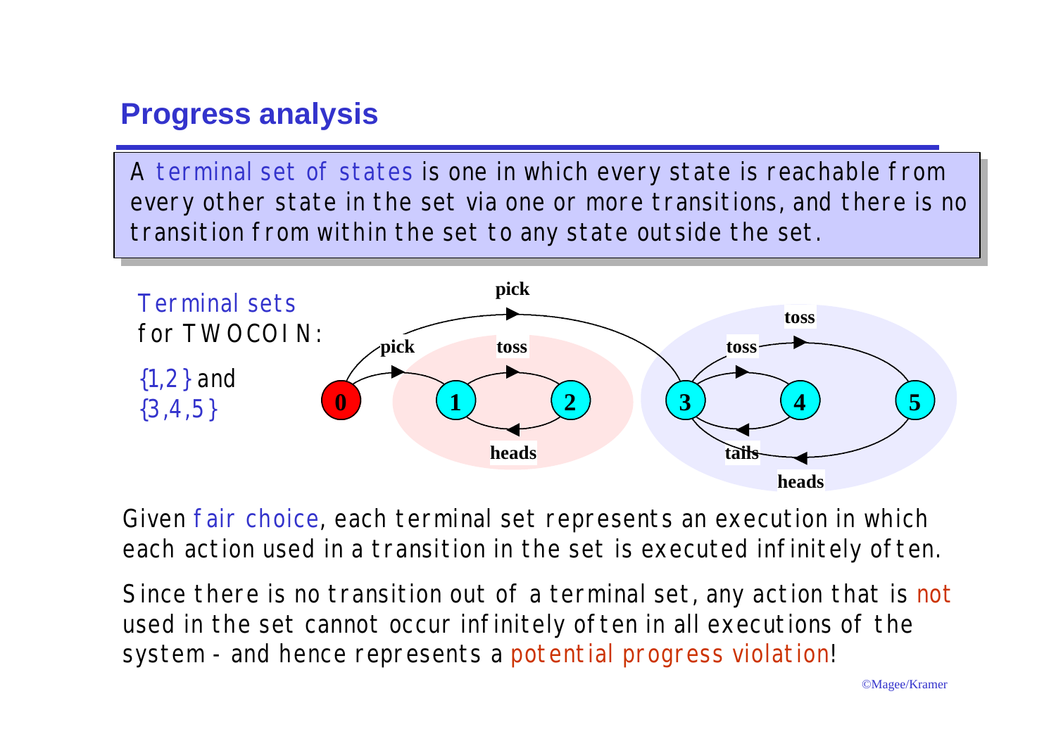# Progress analysis

A terminal set of states is one in which every state is reachable from every other state in the set via one or more transitions, and there is no transition from within the set to any state outside the set.

Terminal sets for TWOCOIN:

{1,2} and {3,4,5}

Given fair choice, each terminal set represents an execution in which each action used in a transition in the set is executed infinitely often.

Since there is no transition out of a terminal set, any action that is not used in the set cannot occur infinitely often in all executions of the system - and hence represents a potential progress violation!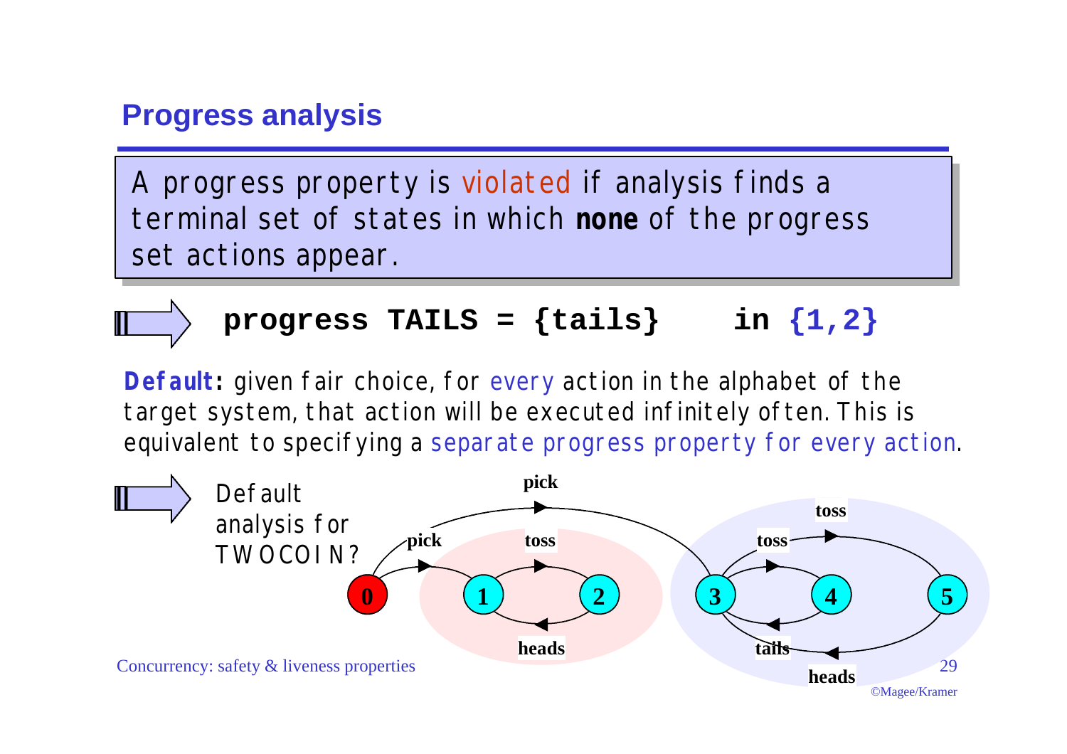## Progress analysis

A progress property is violated if analysis finds a terminal set of states in which **none** of the progress set actions appear.

```
progress TAILS = {tails}    in {1,2}
```

**Default:** given fair choice, for every action in the alphabet of the target system, that action will be executed infinitely often. This is equivalent to specifying a separate progress property for every action.

Default analysis for TWOCOIN?

pick, pick, toss, toss, toss, heads, tails, heads

0 1 2 3 4 5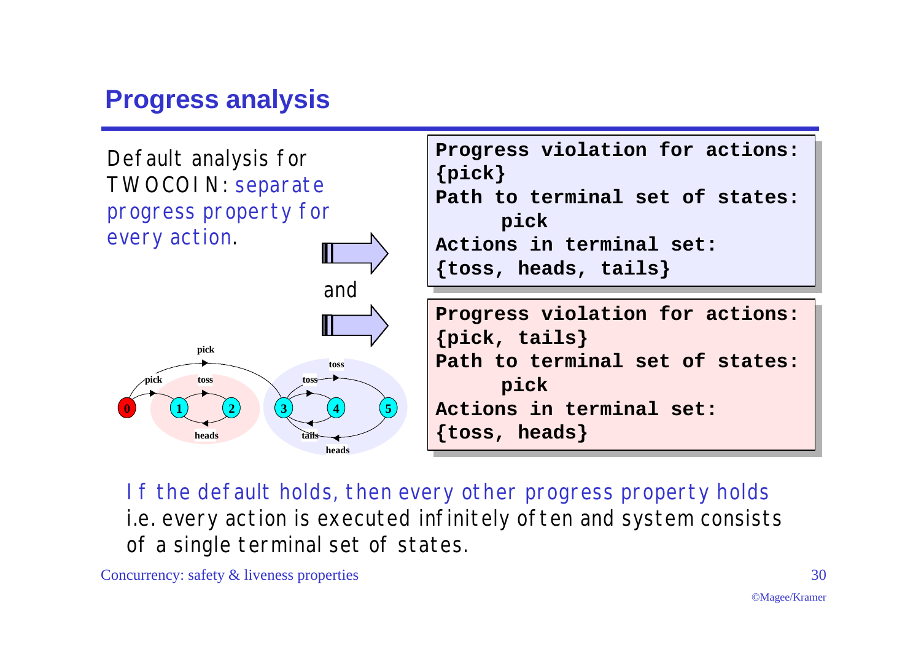## Progress analysis

Default analysis for TWOCOIN: separate progress property for every action.

```
Progress violation for actions:
{pick}
Path to terminal set of states:
     pick
Actions in terminal set:
{toss, heads, tails}
```

and

```
Progress violation for actions:
{pick, tails}
Path to terminal set of states:
     pick
Actions in terminal set:
{toss, heads}
```

If the default holds, then every other progress property holds i.e. every action is executed infinitely often and system consists of a single terminal set of states.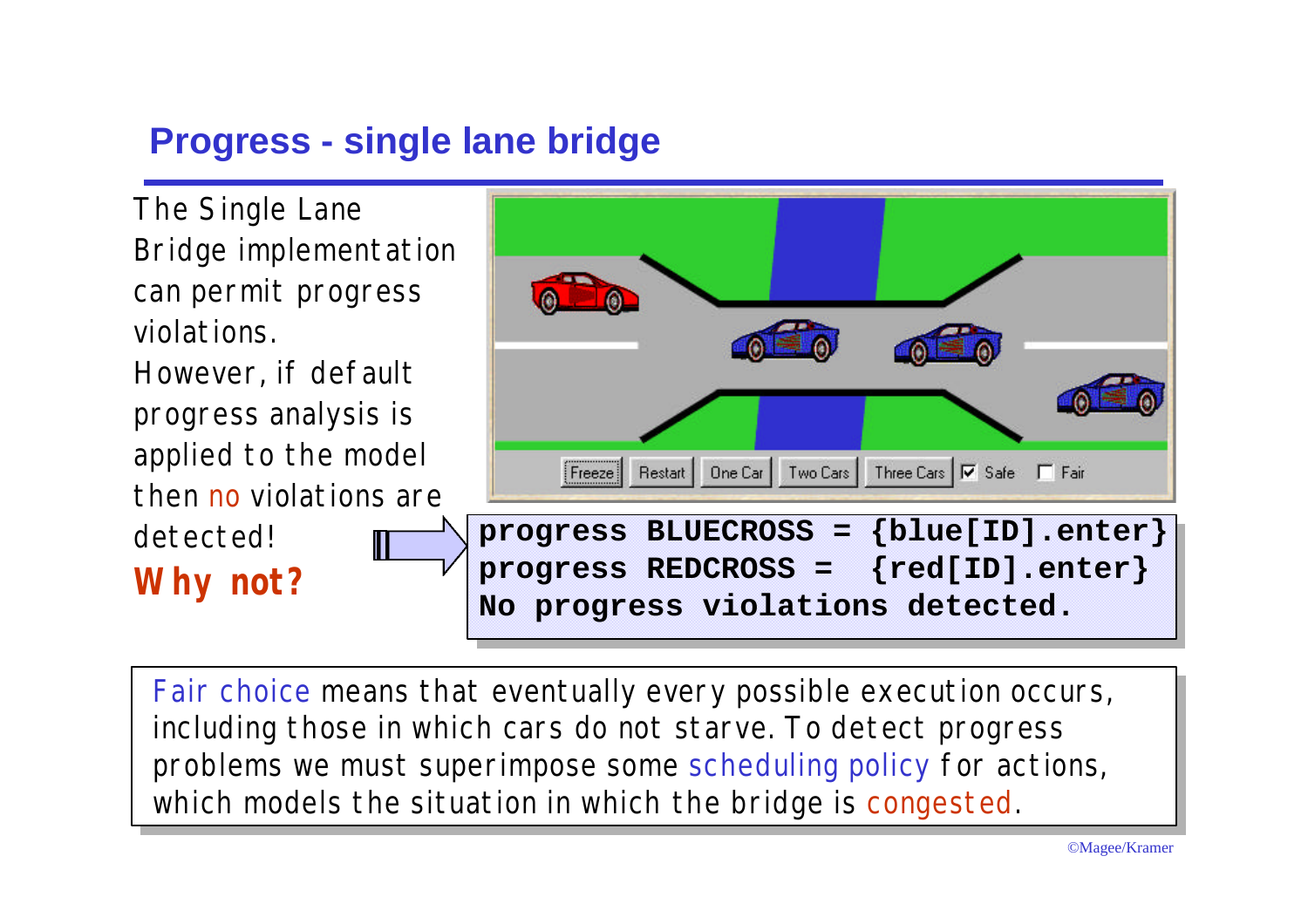# Progress - single lane bridge

The Single Lane Bridge implementation can permit progress violations.
However, if default progress analysis is applied to the model then no violations are detected!
**Why not?**

```
progress BLUECROSS = {blue[ID].enter}
progress REDCROSS =  {red[ID].enter}
No progress violations detected.
```

Fair choice means that eventually every possible execution occurs, including those in which cars do not starve. To detect progress problems we must superimpose some scheduling policy for actions, which models the situation in which the bridge is congested.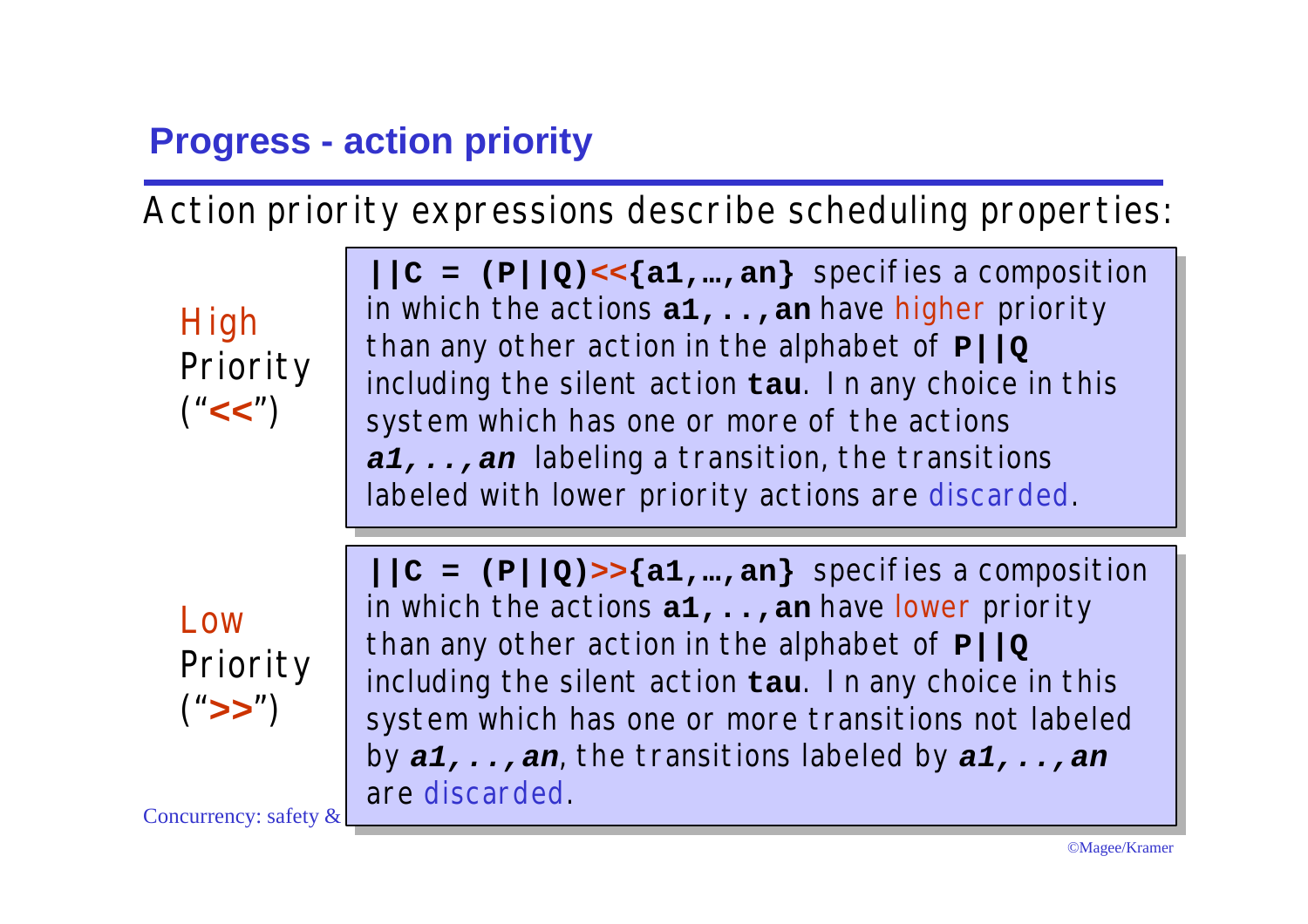## Progress - action priority

Action priority expressions describe scheduling properties:

**High Priority ("<<")**

**`||C = (P||Q)<<{a1,…,an}`** specifies a composition in which the actions **a1,..,an** have higher priority than any other action in the alphabet of **P||Q** including the silent action **tau**. In any choice in this system which has one or more of the actions ***a1,..,an*** labeling a transition, the transitions labeled with lower priority actions are discarded.

**Low Priority (">>")**

**`||C = (P||Q)>>{a1,…,an}`** specifies a composition in which the actions **a1,..,an** have lower priority than any other action in the alphabet of **P||Q** including the silent action **tau**. In any choice in this system which has one or more transitions not labeled by ***a1,..,an***, the transitions labeled by ***a1,..,an*** are discarded.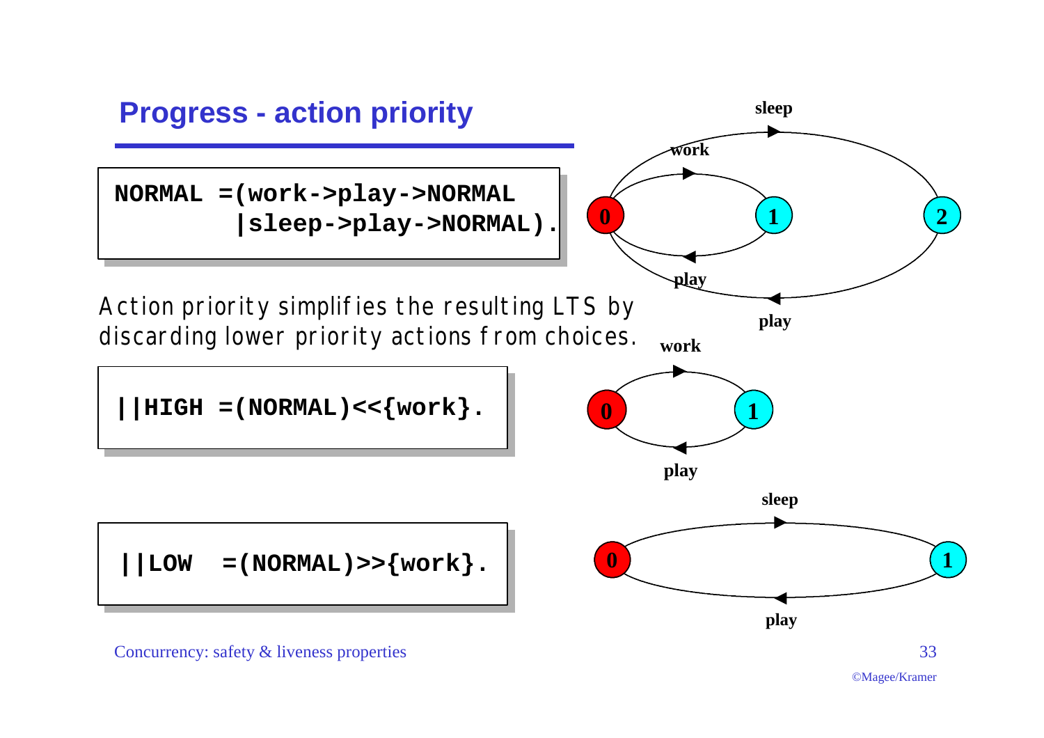## Progress - action priority

```
NORMAL =(work->play->NORMAL
        |sleep->play->NORMAL).
```

Action priority simplifies the resulting LTS by discarding lower priority actions from choices.

```
||HIGH =(NORMAL)<<{work}.
```

```
||LOW  =(NORMAL)>>{work}.
```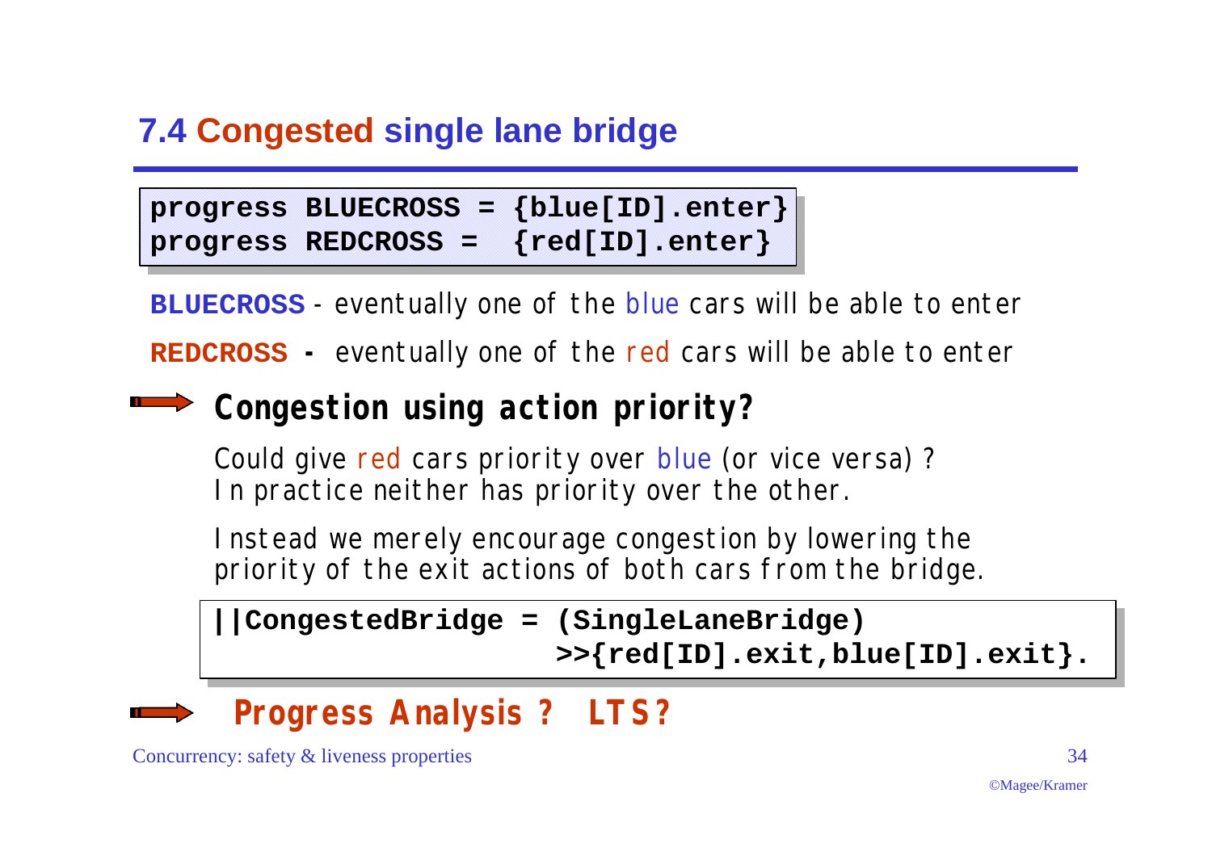## 7.4 Congested single lane bridge

```
progress BLUECROSS = {blue[ID].enter}
progress REDCROSS =  {red[ID].enter}
```

**BLUECROSS** - eventually one of the blue cars will be able to enter

**REDCROSS** - eventually one of the red cars will be able to enter

### Congestion using action priority?

Could give red cars priority over blue (or vice versa) ?
In practice neither has priority over the other.

Instead we merely encourage congestion by lowering the priority of the exit actions of both cars from the bridge.

```
||CongestedBridge = (SingleLaneBridge)
                    >>{red[ID].exit,blue[ID].exit}.
```

### Progress Analysis ? LTS?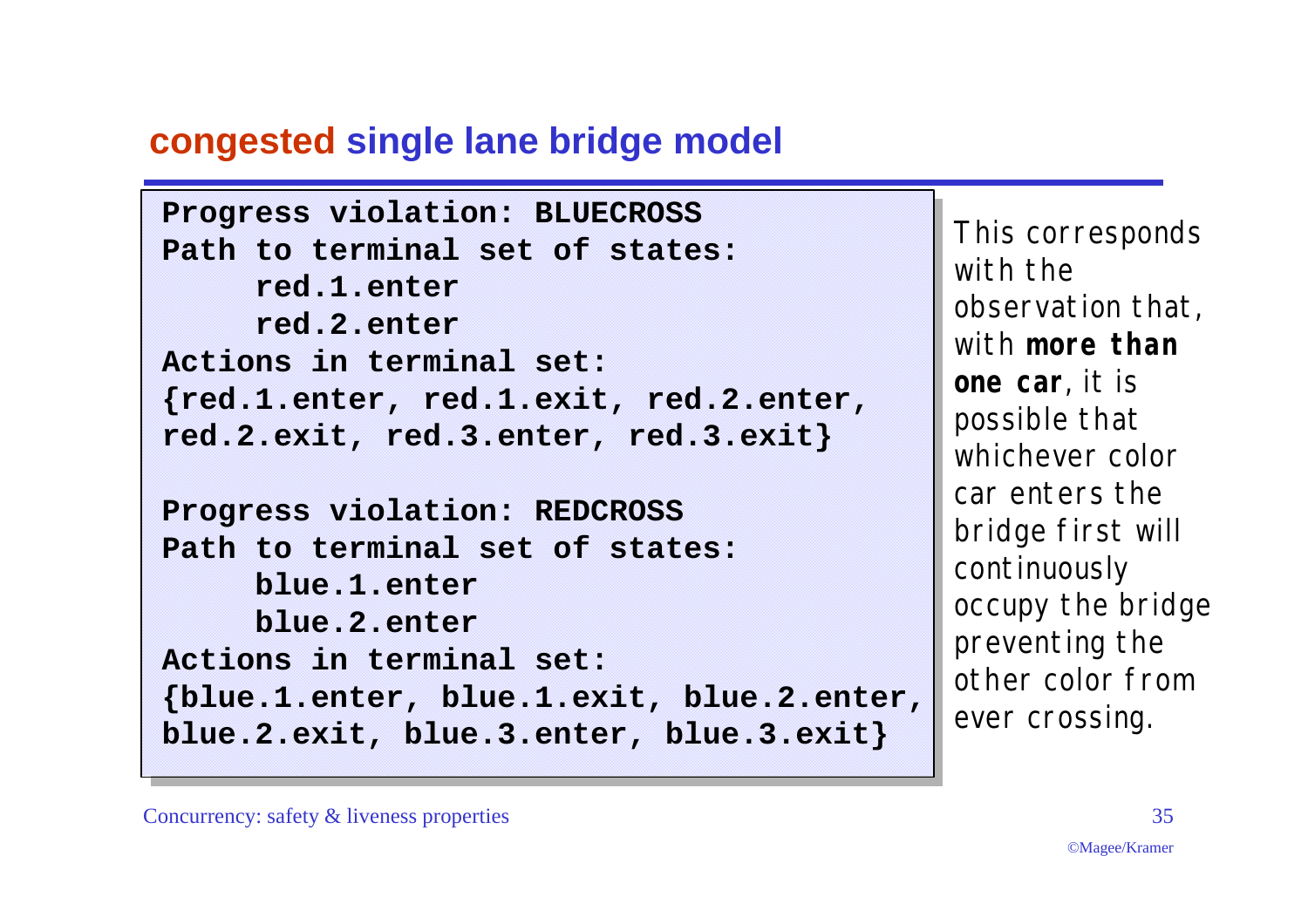## congested single lane bridge model

```
Progress violation: BLUECROSS
Path to terminal set of states:
     red.1.enter
     red.2.enter
Actions in terminal set:
{red.1.enter, red.1.exit, red.2.enter,
red.2.exit, red.3.enter, red.3.exit}

Progress violation: REDCROSS
Path to terminal set of states:
     blue.1.enter
     blue.2.enter
Actions in terminal set:
{blue.1.enter, blue.1.exit, blue.2.enter,
blue.2.exit, blue.3.enter, blue.3.exit}
```

This corresponds with the observation that, with **more than one car**, it is possible that whichever color car enters the bridge first will continuously occupy the bridge preventing the other color from ever crossing.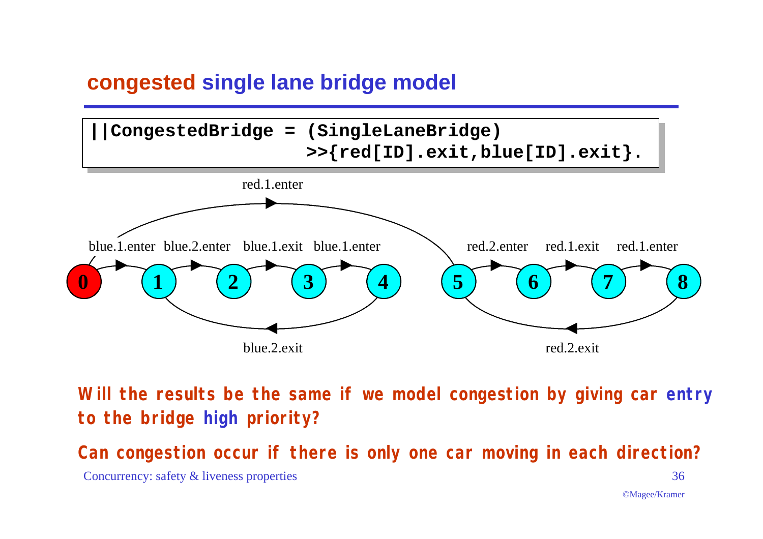## congested single lane bridge model

```
||CongestedBridge = (SingleLaneBridge)
                    >>{red[ID].exit,blue[ID].exit}.
```

red.1.enter

blue.1.enter blue.2.enter blue.1.exit blue.1.enter red.2.enter red.1.exit red.1.enter

0 1 2 3 4 5 6 7 8

blue.2.exit red.2.exit

**Will the results be the same if we model congestion by giving car entry to the bridge high priority?**

**Can congestion occur if there is only one car moving in each direction?**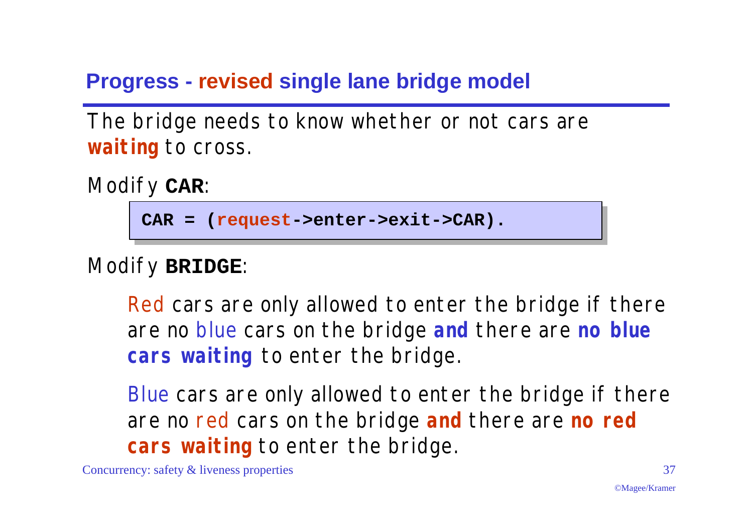## Progress - revised single lane bridge model

The bridge needs to know whether or not cars are **waiting** to cross.

Modify **CAR**:

```
CAR = (request->enter->exit->CAR).
```

Modify **BRIDGE**:

Red cars are only allowed to enter the bridge if there are no blue cars on the bridge **and** there are **no blue cars waiting** to enter the bridge.

Blue cars are only allowed to enter the bridge if there are no red cars on the bridge **and** there are **no red cars waiting** to enter the bridge.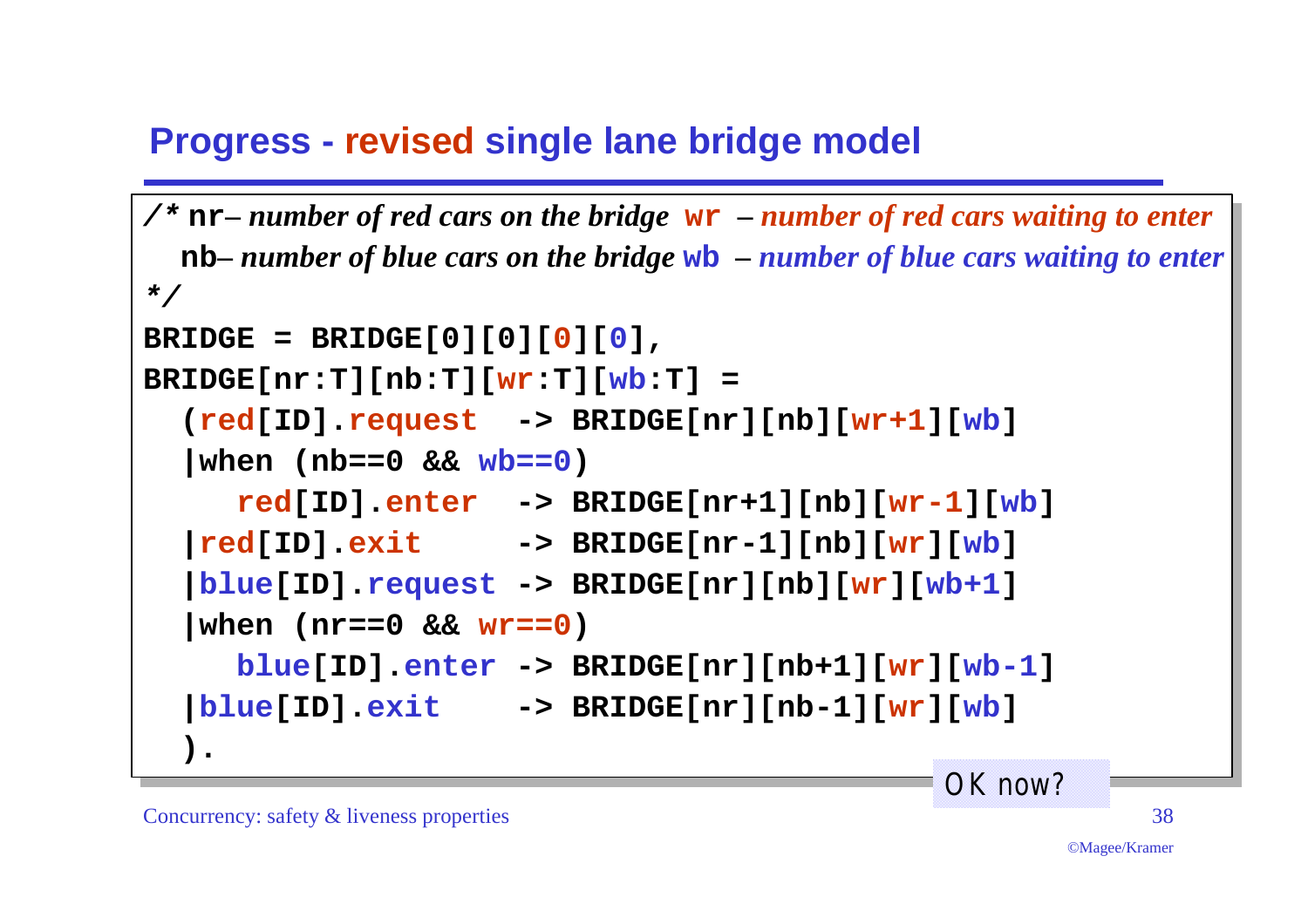## Progress - revised single lane bridge model

```
/* nr– number of red cars on the bridge  wr – number of red cars waiting to enter
   nb– number of blue cars on the bridge wb – number of blue cars waiting to enter
*/
BRIDGE = BRIDGE[0][0][0][0],
BRIDGE[nr:T][nb:T][wr:T][wb:T] =
  (red[ID].request  -> BRIDGE[nr][nb][wr+1][wb]
  |when (nb==0 && wb==0)
     red[ID].enter  -> BRIDGE[nr+1][nb][wr-1][wb]
  |red[ID].exit     -> BRIDGE[nr-1][nb][wr][wb]
  |blue[ID].request -> BRIDGE[nr][nb][wr][wb+1]
  |when (nr==0 && wr==0)
     blue[ID].enter -> BRIDGE[nr][nb+1][wr][wb-1]
  |blue[ID].exit    -> BRIDGE[nr][nb-1][wr][wb]
  ).
```

OK now?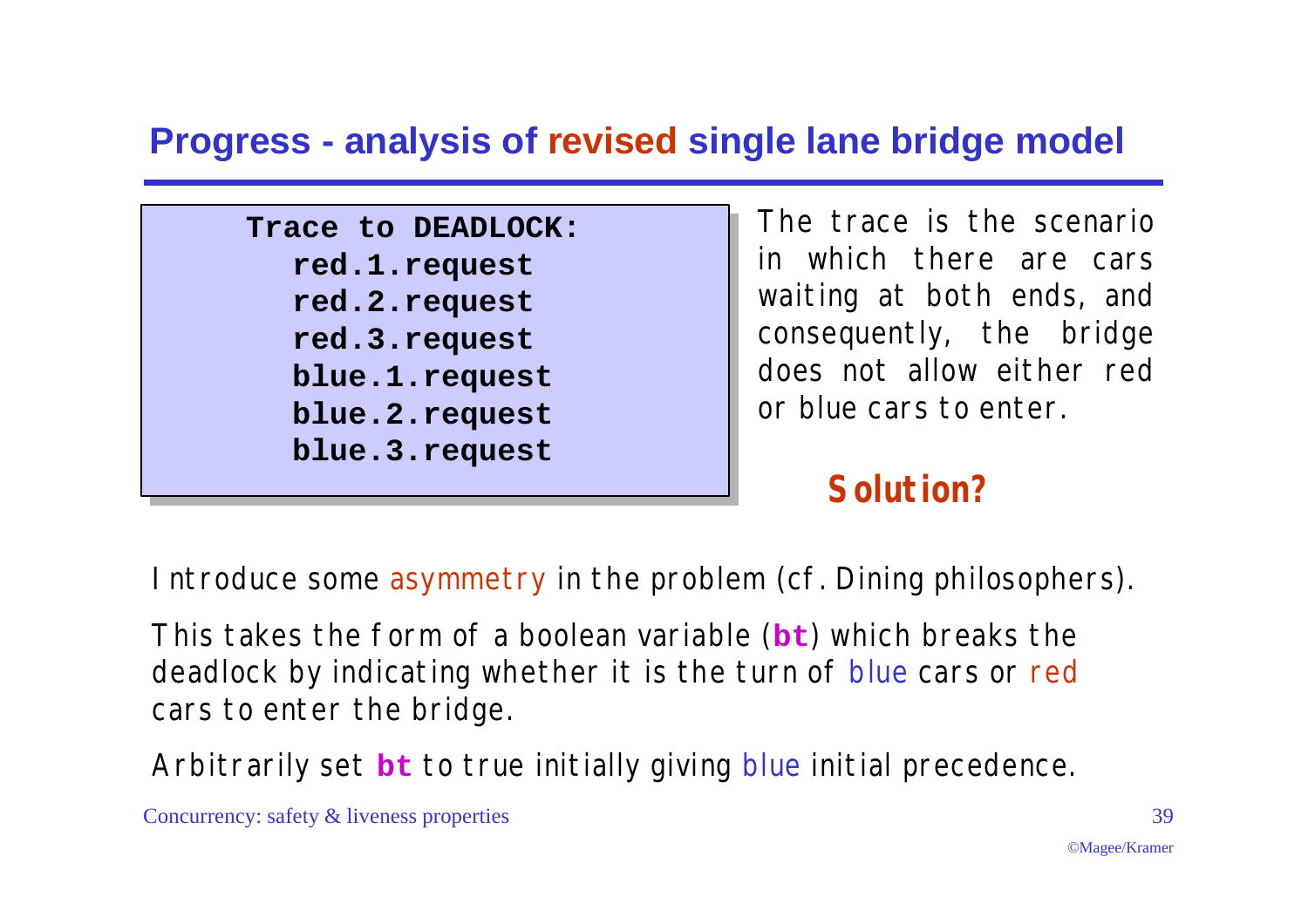# Progress - analysis of revised single lane bridge model

```
Trace to DEADLOCK:
    red.1.request
    red.2.request
    red.3.request
    blue.1.request
    blue.2.request
    blue.3.request
```

The trace is the scenario in which there are cars waiting at both ends, and consequently, the bridge does not allow either red or blue cars to enter.

**Solution?**

Introduce some asymmetry in the problem (cf. Dining philosophers).

This takes the form of a boolean variable (**bt**) which breaks the deadlock by indicating whether it is the turn of blue cars or red cars to enter the bridge.

Arbitrarily set **bt** to true initially giving blue initial precedence.

Concurrency: safety & liveness properties

©Magee/Kramer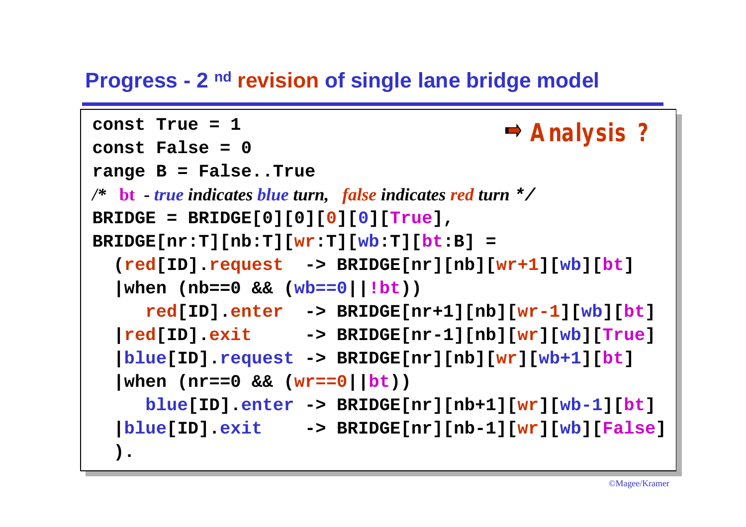# Progress - 2 nd revision of single lane bridge model

➡ *Analysis ?*

```
const True = 1
const False = 0
range B = False..True
/* bt - true indicates blue turn,  false indicates red turn */
BRIDGE = BRIDGE[0][0][0][0][True],
BRIDGE[nr:T][nb:T][wr:T][wb:T][bt:B] =
  (red[ID].request  -> BRIDGE[nr][nb][wr+1][wb][bt]
  |when (nb==0 && (wb==0||!bt))
     red[ID].enter  -> BRIDGE[nr+1][nb][wr-1][wb][bt]
  |red[ID].exit     -> BRIDGE[nr-1][nb][wr][wb][True]
  |blue[ID].request -> BRIDGE[nr][nb][wr][wb+1][bt]
  |when (nr==0 && (wr==0||bt))
     blue[ID].enter -> BRIDGE[nr][nb+1][wr][wb-1][bt]
  |blue[ID].exit    -> BRIDGE[nr][nb-1][wr][wb][False]
  ).
```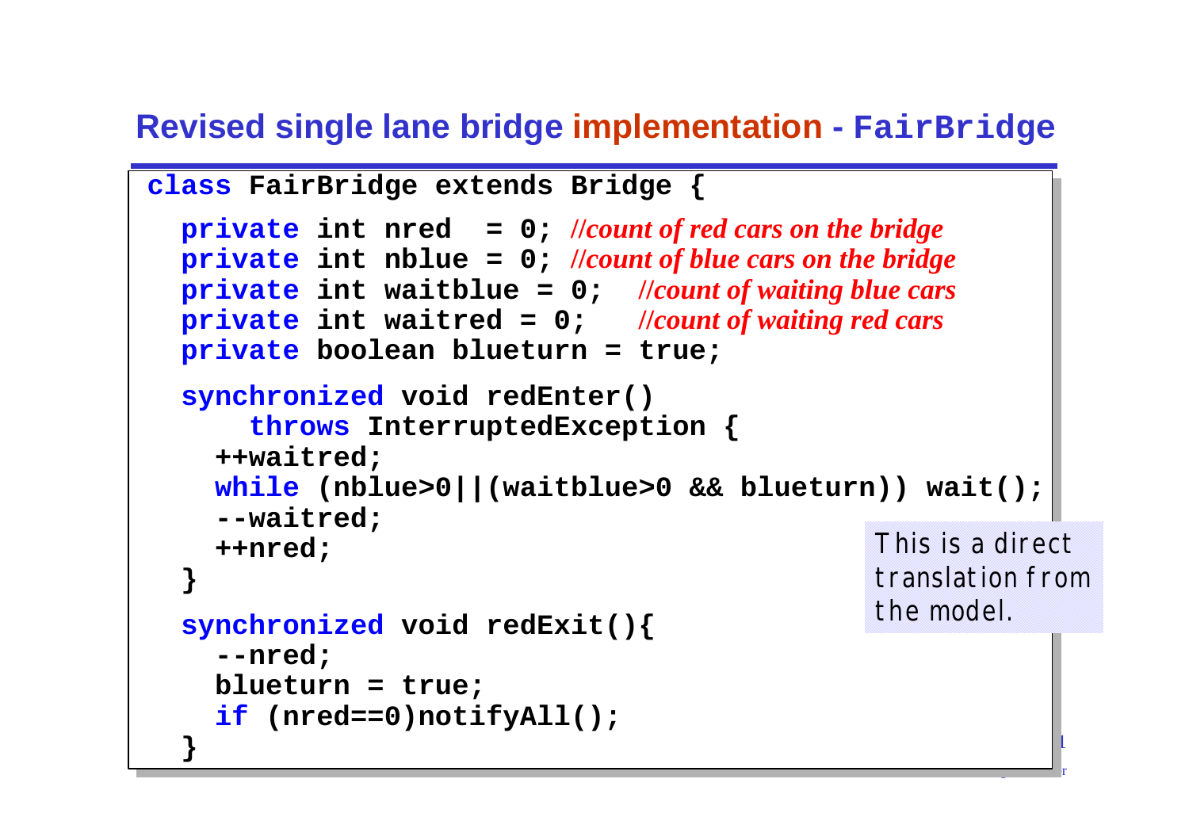# Revised single lane bridge implementation - FairBridge

```
class FairBridge extends Bridge {
  private int nred  = 0; //count of red cars on the bridge
  private int nblue = 0; //count of blue cars on the bridge
  private int waitblue = 0;   //count of waiting blue cars
  private int waitred = 0;    //count of waiting red cars
  private boolean blueturn = true;

  synchronized void redEnter()
      throws InterruptedException {
    ++waitred;
    while (nblue>0||(waitblue>0 && blueturn)) wait();
    --waitred;
    ++nred;
  }

  synchronized void redExit(){
    --nred;
    blueturn = true;
    if (nred==0)notifyAll();
  }
```

This is a direct translation from the model.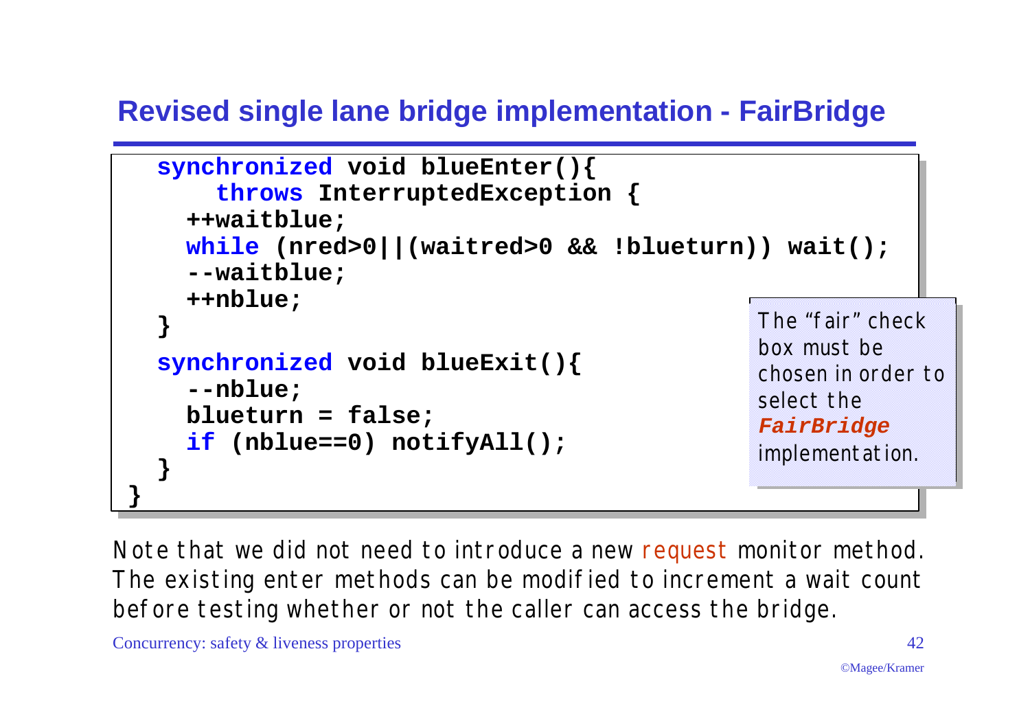## Revised single lane bridge implementation - FairBridge

```
  synchronized void blueEnter(){
      throws InterruptedException {
    ++waitblue;
    while (nred>0||(waitred>0 && !blueturn)) wait();
    --waitblue;
    ++nblue;
  }
  synchronized void blueExit(){
    --nblue;
    blueturn = false;
    if (nblue==0) notifyAll();
  }
}
```

The "fair" check box must be chosen in order to select the ***FairBridge*** implementation.

Note that we did not need to introduce a new request monitor method. The existing enter methods can be modified to increment a wait count before testing whether or not the caller can access the bridge.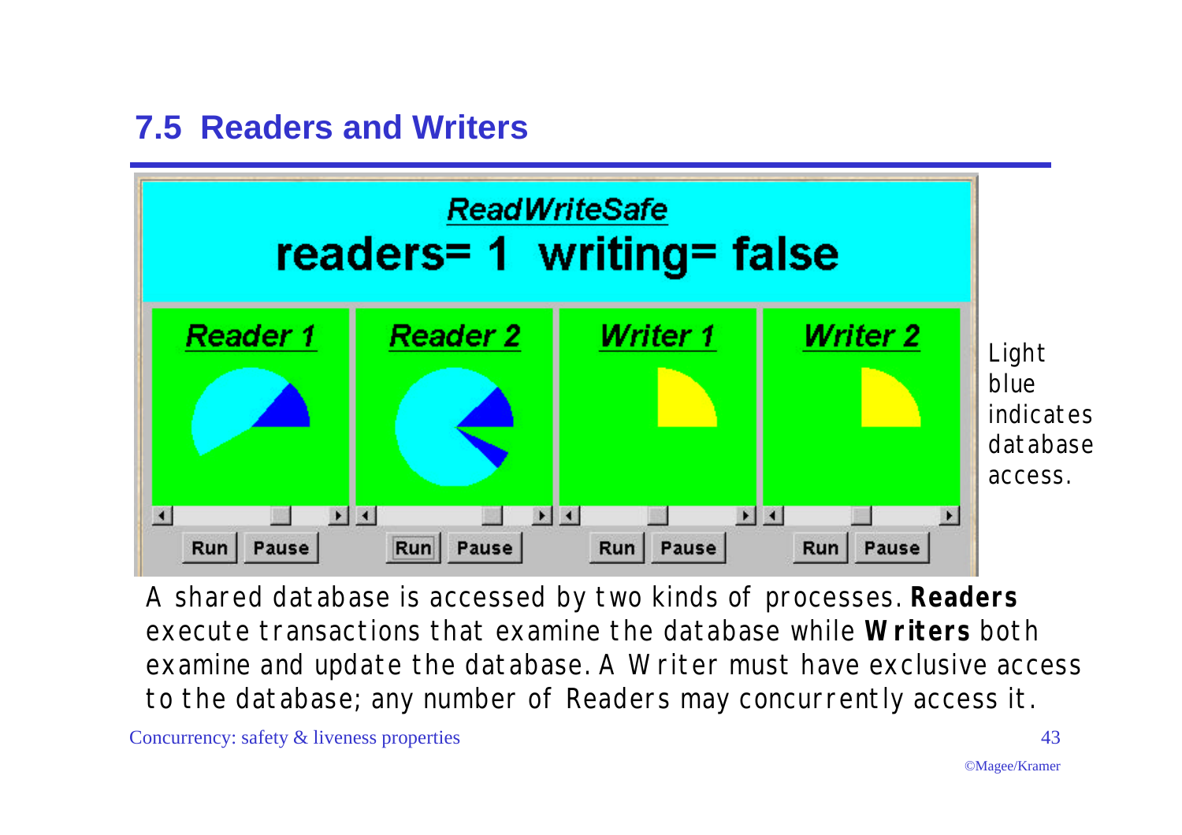## 7.5 Readers and Writers

Light blue indicates database access.

A shared database is accessed by two kinds of processes. **Readers** execute transactions that examine the database while **Writers** both examine and update the database. A Writer must have exclusive access to the database; any number of Readers may concurrently access it.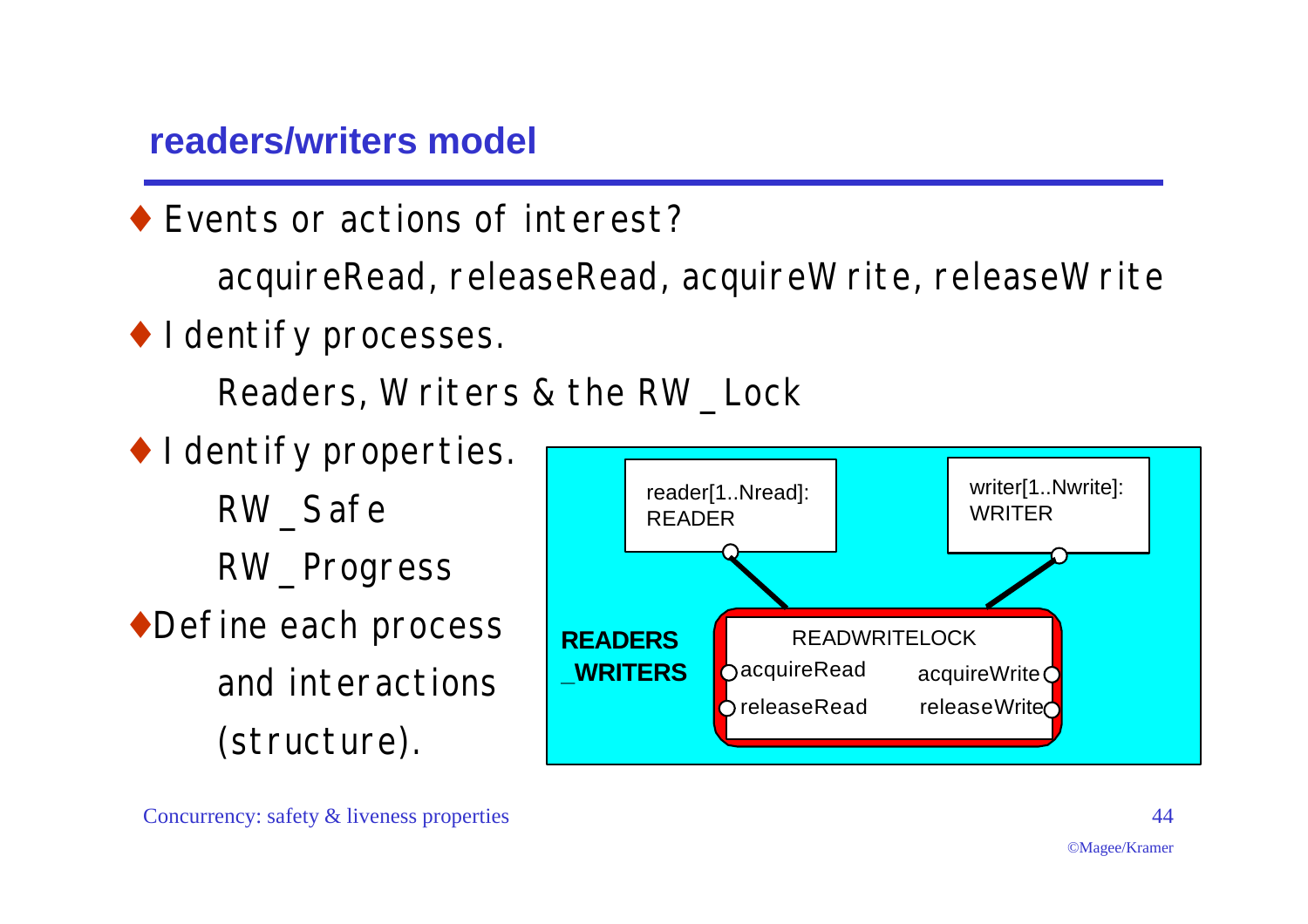## readers/writers model

- Events or actions of interest?

  acquireRead, releaseRead, acquireWrite, releaseWrite

- Identify processes.

  Readers, Writers & the RW_Lock

- Identify properties.

  RW_Safe

  RW_Progress

- Define each process and interactions (structure).

reader[1..Nread]: READER

writer[1..Nwrite]: WRITER

READERS_WRITERS

READWRITELOCK

acquireRead

releaseRead

acquireWrite

releaseWrite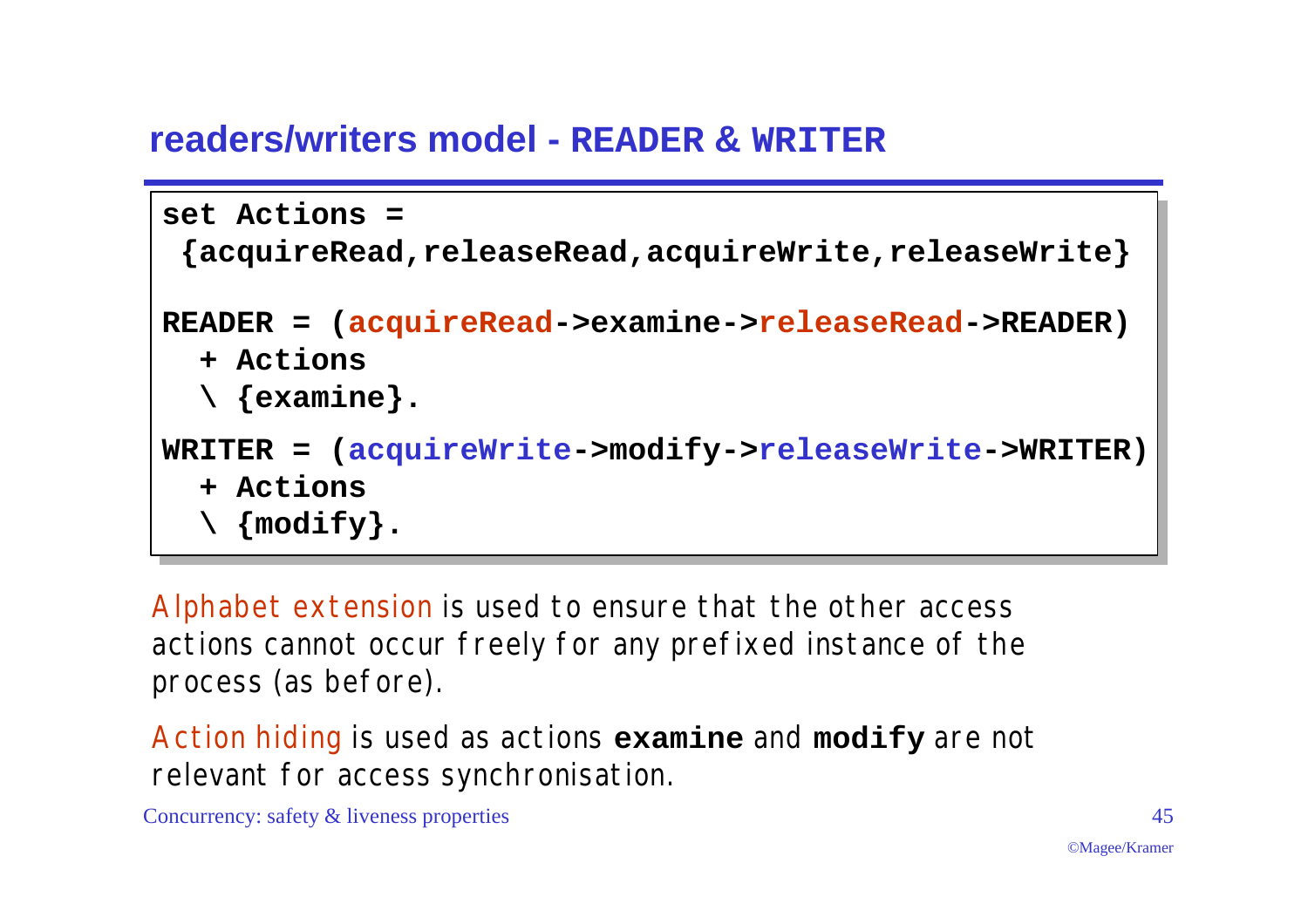## readers/writers model - READER & WRITER

```
set Actions =
 {acquireRead,releaseRead,acquireWrite,releaseWrite}

READER = (acquireRead->examine->releaseRead->READER)
  + Actions
  \ {examine}.

WRITER = (acquireWrite->modify->releaseWrite->WRITER)
  + Actions
  \ {modify}.
```

Alphabet extension is used to ensure that the other access actions cannot occur freely for any prefixed instance of the process (as before).

Action hiding is used as actions **examine** and **modify** are not relevant for access synchronisation.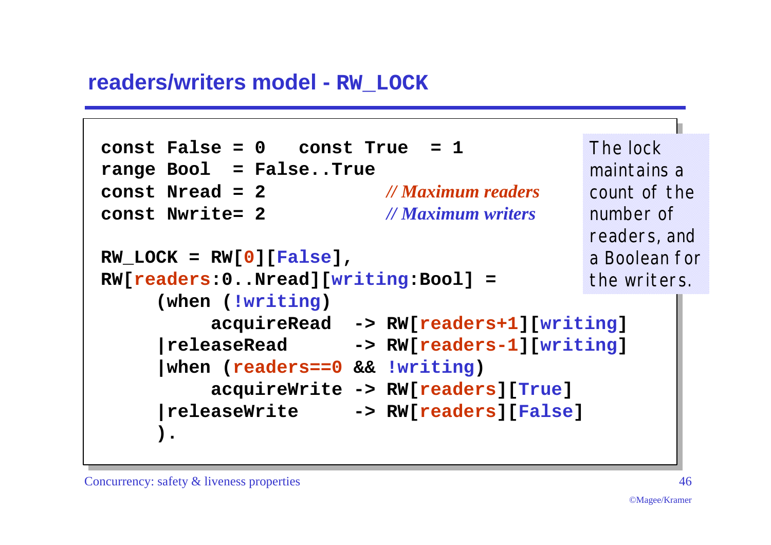## readers/writers model - RW_LOCK

```
const False = 0   const True  = 1
range Bool  = False..True
const Nread = 2             // Maximum readers
const Nwrite= 2             // Maximum writers

RW_LOCK = RW[0][False],
RW[readers:0..Nread][writing:Bool] =
     (when (!writing)
          acquireRead  -> RW[readers+1][writing]
     |releaseRead      -> RW[readers-1][writing]
     |when (readers==0 && !writing)
          acquireWrite -> RW[readers][True]
     |releaseWrite     -> RW[readers][False]
     ).
```

The lock maintains a count of the number of readers, and a Boolean for the writers.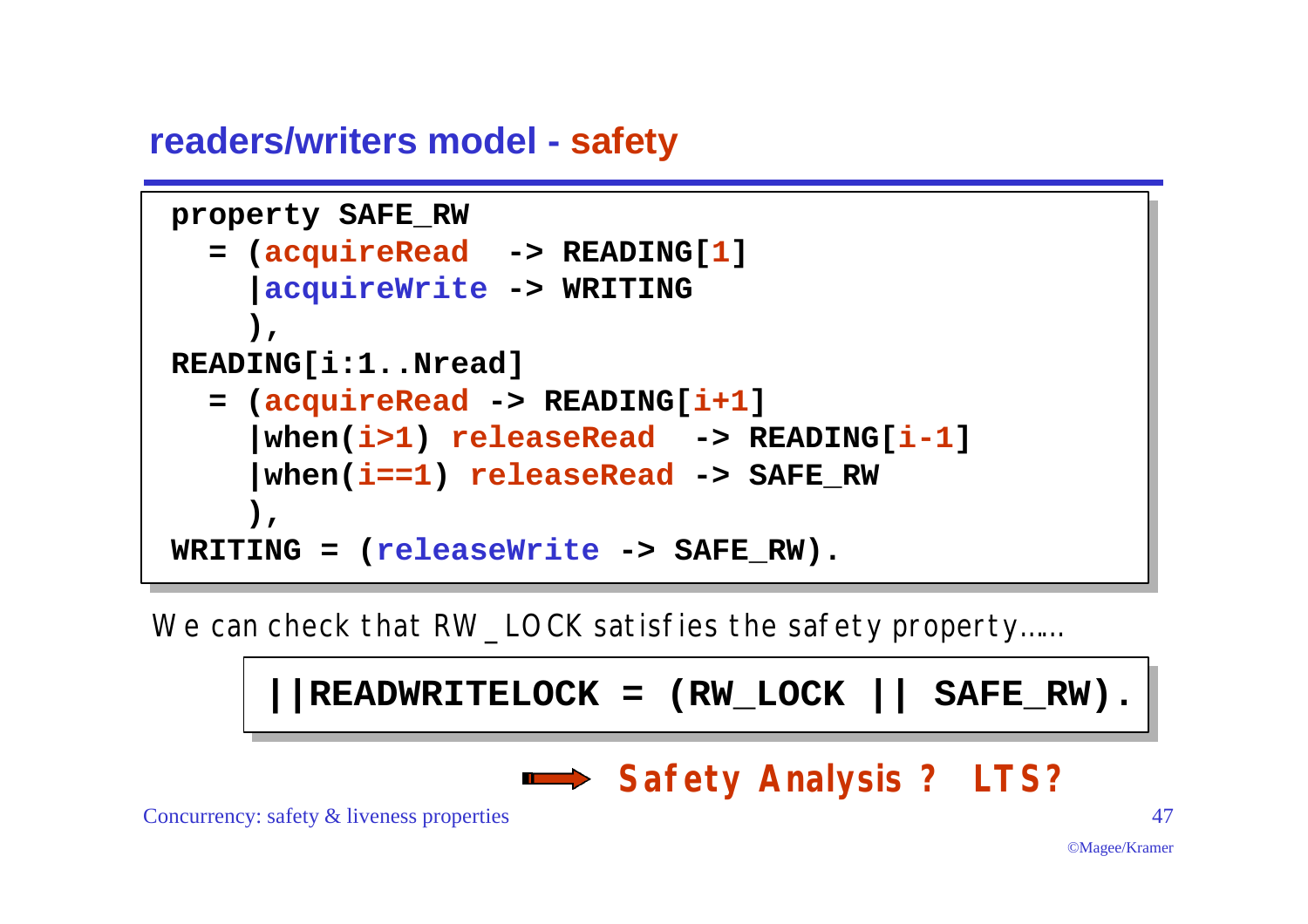## readers/writers model - safety

```
property SAFE_RW
  = (acquireRead  -> READING[1]
    |acquireWrite -> WRITING
    ),
READING[i:1..Nread]
  = (acquireRead -> READING[i+1]
    |when(i>1) releaseRead  -> READING[i-1]
    |when(i==1) releaseRead -> SAFE_RW
    ),
WRITING = (releaseWrite -> SAFE_RW).
```

We can check that RW_LOCK satisfies the safety property……

```
||READWRITELOCK = (RW_LOCK || SAFE_RW).
```

**Safety Analysis ? LTS?**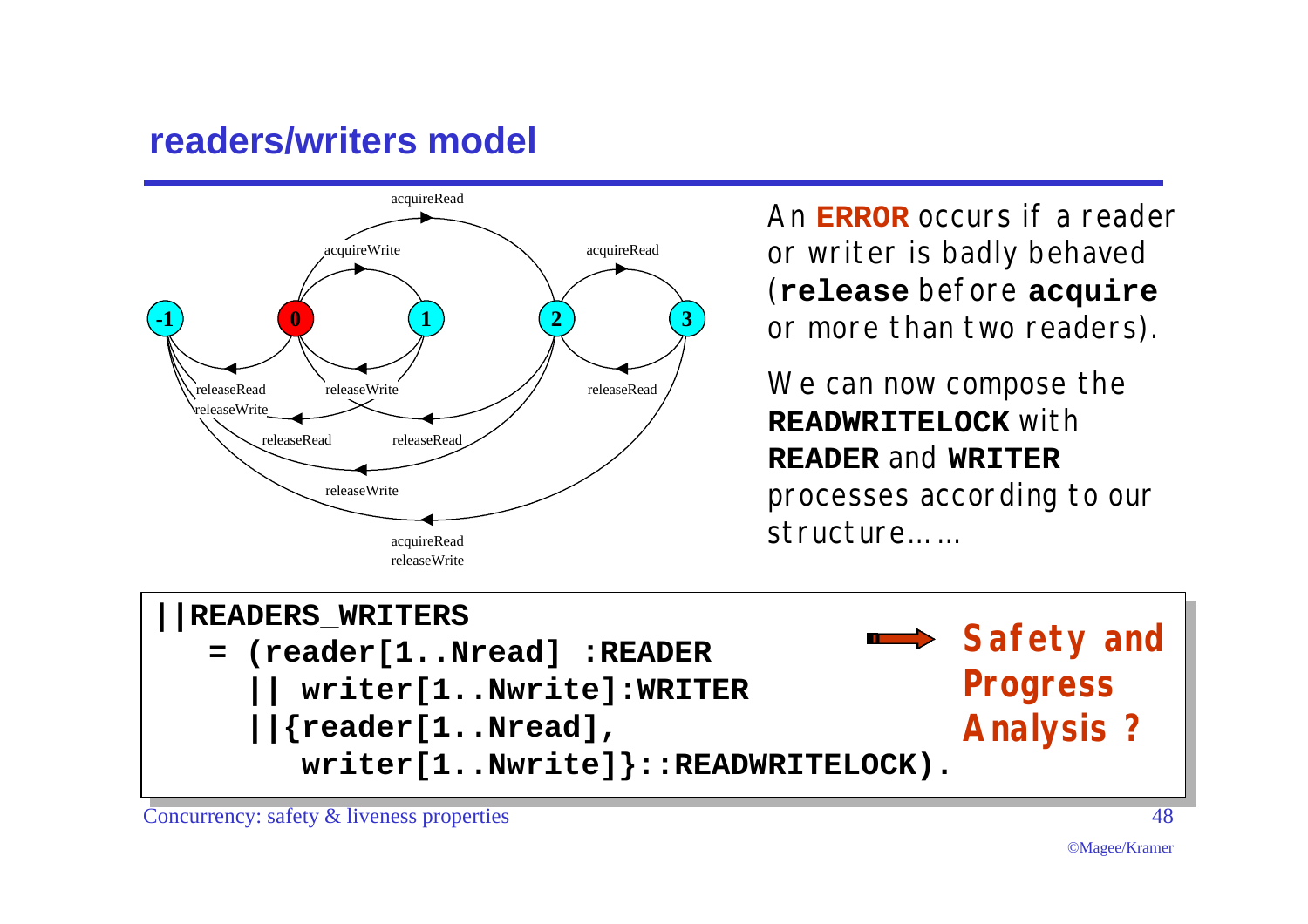## readers/writers model

An **ERROR** occurs if a reader or writer is badly behaved (**release** before **acquire** or more than two readers).

We can now compose the **READWRITELOCK** with **READER** and **WRITER** processes according to our structure……

```
||READERS_WRITERS
   = (reader[1..Nread] :READER
     || writer[1..Nwrite]:WRITER
     ||{reader[1..Nread],
        writer[1..Nwrite]}::READWRITELOCK).
```

→ **Safety and Progress Analysis ?**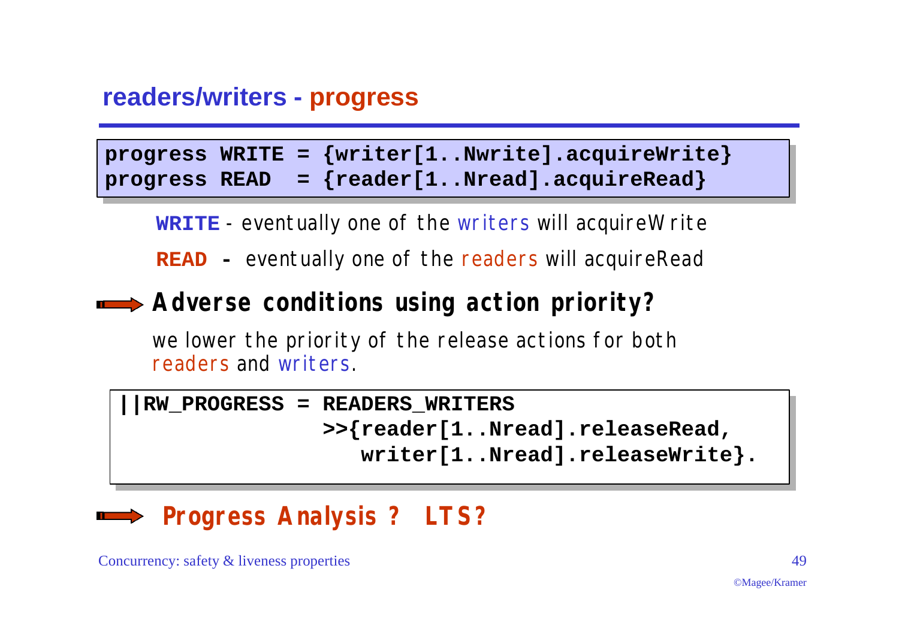## readers/writers - progress

```
progress WRITE = {writer[1..Nwrite].acquireWrite}
progress READ  = {reader[1..Nread].acquireRead}
```

**WRITE** - eventually one of the writers will acquireWrite

**READ** - eventually one of the readers will acquireRead

**Adverse conditions using action priority?**

we lower the priority of the release actions for both readers and writers.

```
||RW_PROGRESS = READERS_WRITERS
                >>{reader[1..Nread].releaseRead,
                   writer[1..Nread].releaseWrite}.
```

**Progress Analysis ? LTS?**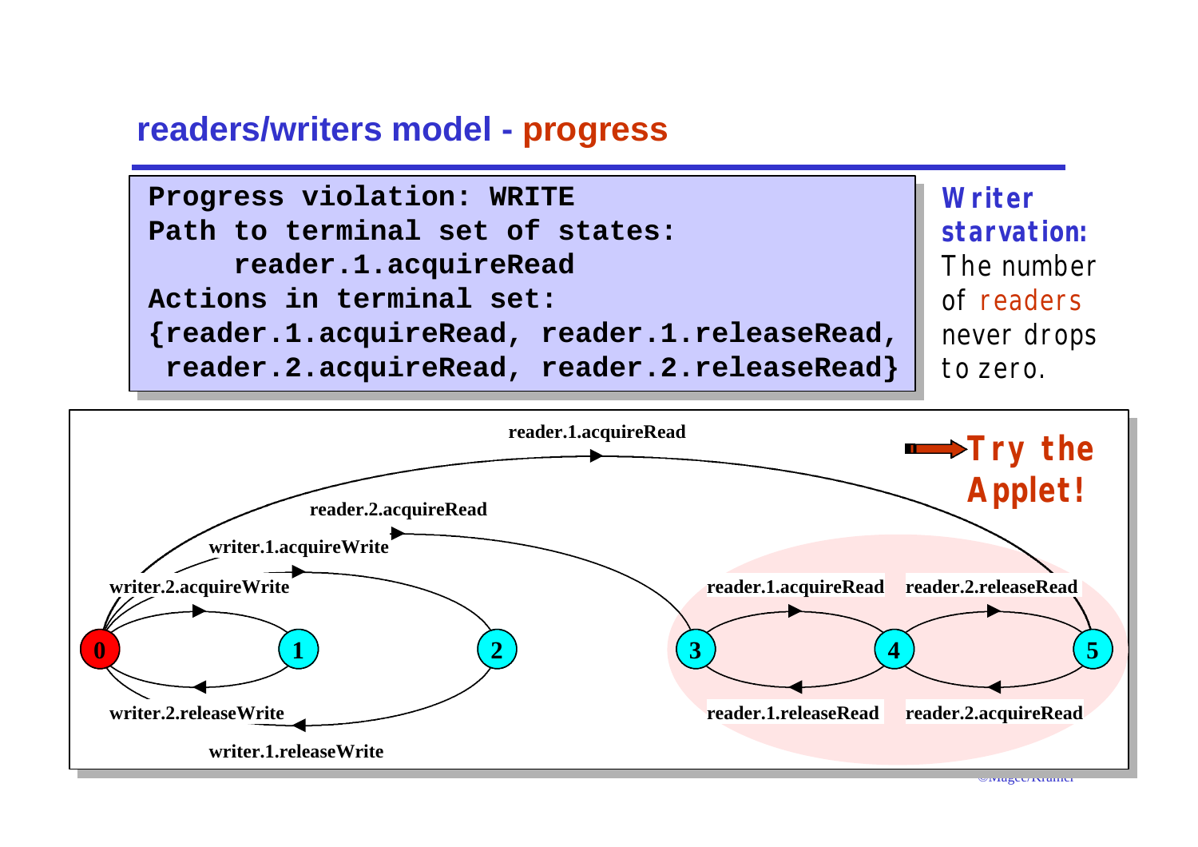## readers/writers model - progress

```
Progress violation: WRITE
Path to terminal set of states:
     reader.1.acquireRead
Actions in terminal set:
{reader.1.acquireRead, reader.1.releaseRead,
 reader.2.acquireRead, reader.2.releaseRead}
```

**Writer starvation:** The number of readers never drops to zero.

reader.1.acquireRead

reader.2.acquireRead

writer.1.acquireWrite

writer.2.acquireWrite

0 1 2 3 4 5

writer.2.releaseWrite

writer.1.releaseWrite

reader.1.acquireRead

reader.2.releaseRead

reader.1.releaseRead

reader.2.acquireRead

**Try the Applet!**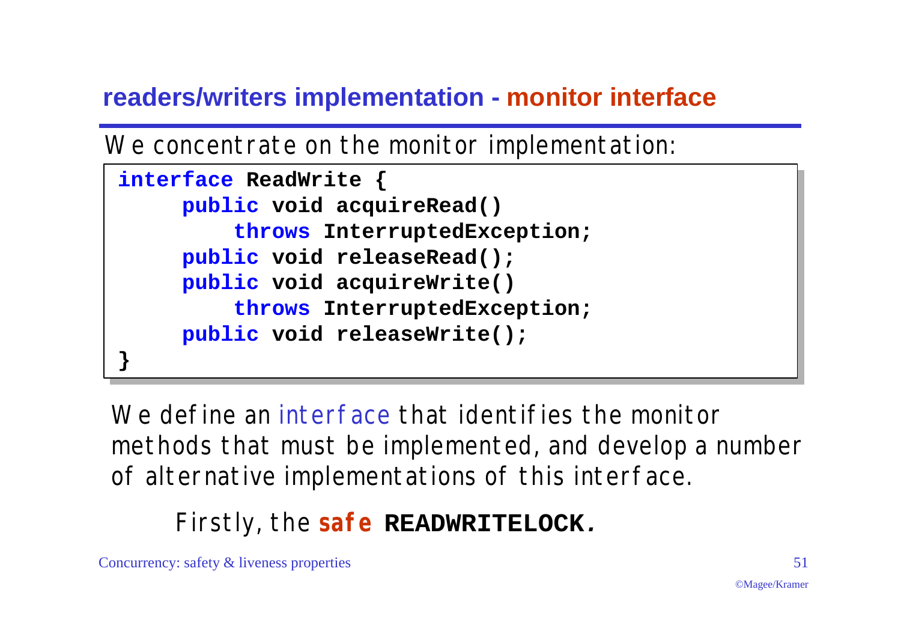## readers/writers implementation - monitor interface

We concentrate on the monitor implementation:

```
interface ReadWrite {
     public void acquireRead()
         throws InterruptedException;
     public void releaseRead();
     public void acquireWrite()
         throws InterruptedException;
     public void releaseWrite();
}
```

We define an interface that identifies the monitor methods that must be implemented, and develop a number of alternative implementations of this interface.

Firstly, the **safe** **READWRITELOCK**.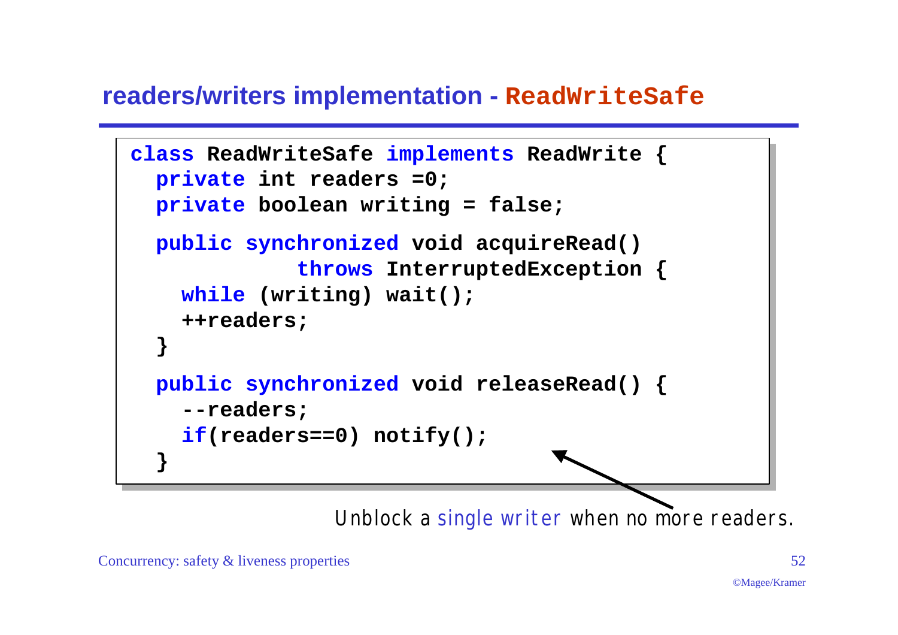## readers/writers implementation - ReadWriteSafe

```
class ReadWriteSafe implements ReadWrite {
  private int readers =0;
  private boolean writing = false;

  public synchronized void acquireRead()
             throws InterruptedException {
    while (writing) wait();
    ++readers;
  }

  public synchronized void releaseRead() {
    --readers;
    if(readers==0) notify();
  }
```

Unblock a single writer when no more readers.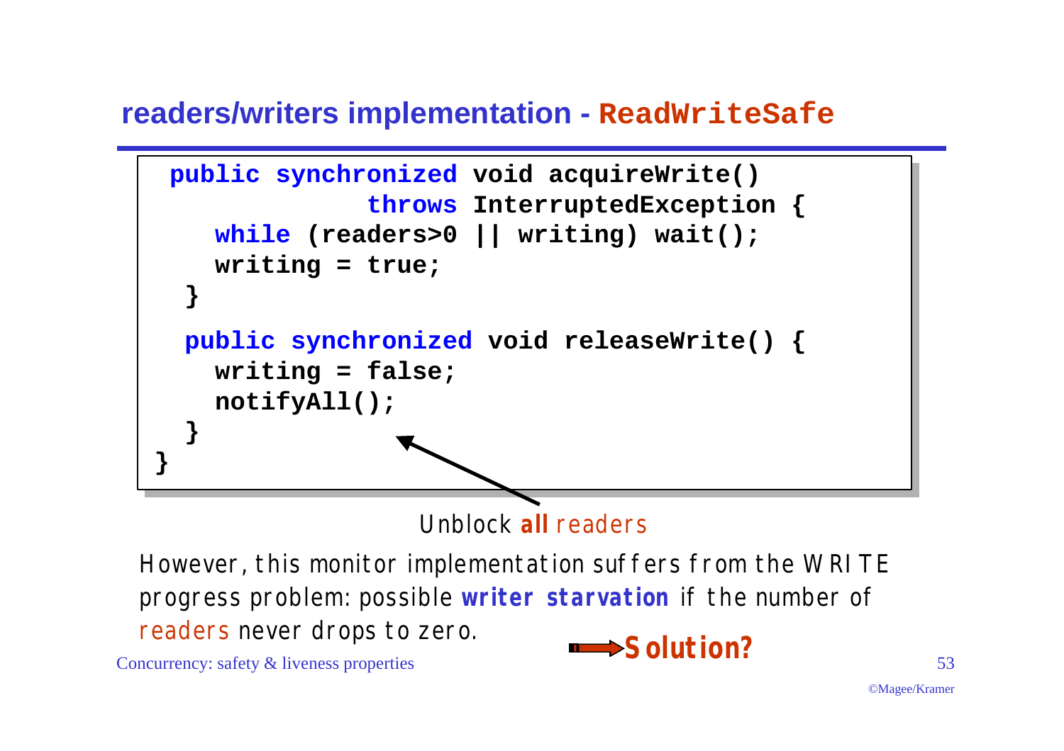## readers/writers implementation - ReadWriteSafe

```java
 public synchronized void acquireWrite()
             throws InterruptedException {
    while (readers>0 || writing) wait();
    writing = true;
  }
  public synchronized void releaseWrite() {
    writing = false;
    notifyAll();
  }
}
```

Unblock **all** readers

However, this monitor implementation suffers from the WRITE progress problem: possible **writer starvation** if the number of readers never drops to zero.

**Solution?**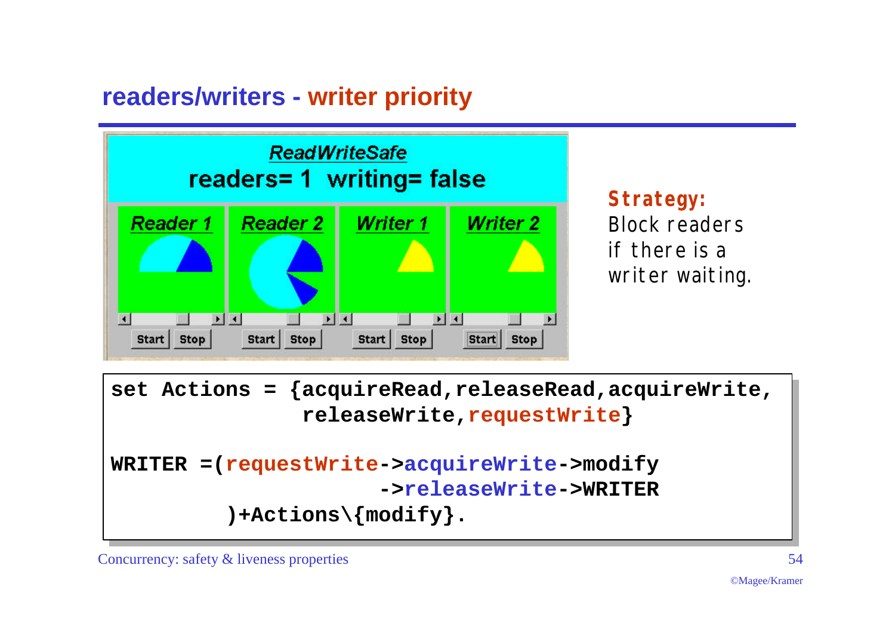# readers/writers - writer priority

ReadWriteSafe
readers= 1 writing= false

Reader 1 | Reader 2 | Writer 1 | Writer 2

**Strategy:**
Block readers if there is a writer waiting.

```
set Actions = {acquireRead,releaseRead,acquireWrite,
               releaseWrite,requestWrite}

WRITER =(requestWrite->acquireWrite->modify
                     ->releaseWrite->WRITER
        )+Actions\{modify}.
```

Concurrency: safety & liveness properties

©Magee/Kramer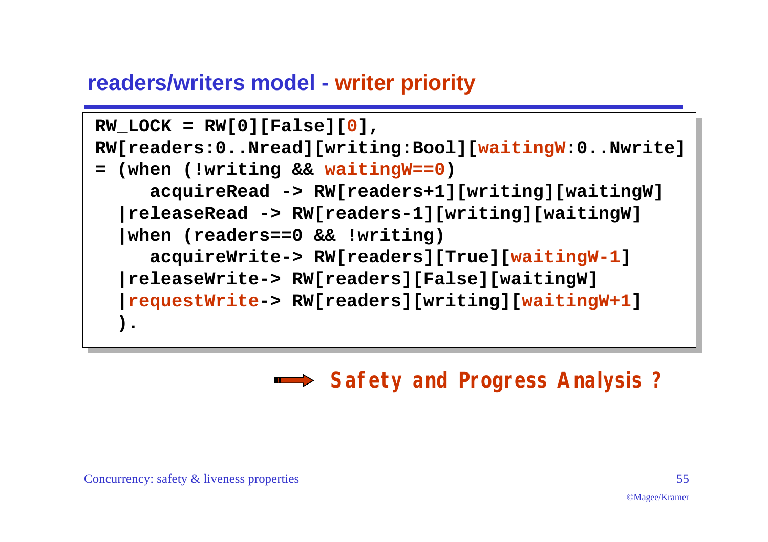## readers/writers model - writer priority

```
RW_LOCK = RW[0][False][0],
RW[readers:0..Nread][writing:Bool][waitingW:0..Nwrite]
= (when (!writing && waitingW==0)
     acquireRead -> RW[readers+1][writing][waitingW]
  |releaseRead -> RW[readers-1][writing][waitingW]
  |when (readers==0 && !writing)
     acquireWrite-> RW[readers][True][waitingW-1]
  |releaseWrite-> RW[readers][False][waitingW]
  |requestWrite-> RW[readers][writing][waitingW+1]
  ).
```

**Safety and Progress Analysis ?**

Concurrency: safety & liveness properties

©Magee/Kramer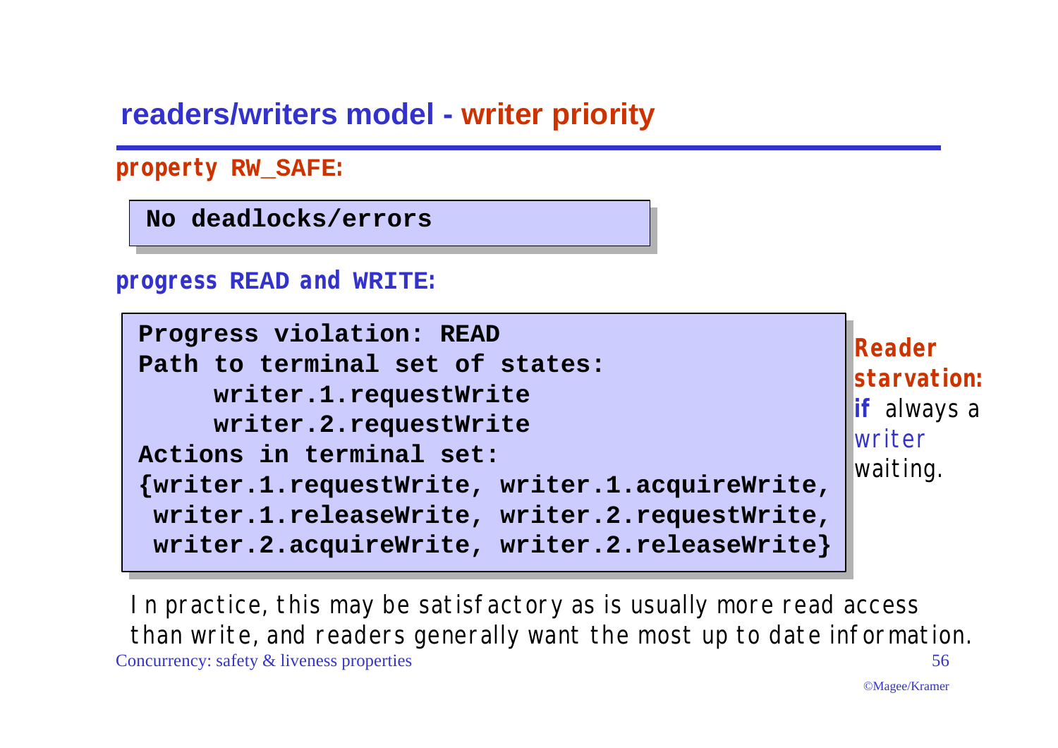## readers/writers model - writer priority

**property RW_SAFE:**

```
No deadlocks/errors
```

**progress READ and WRITE:**

```
Progress violation: READ
Path to terminal set of states:
     writer.1.requestWrite
     writer.2.requestWrite
Actions in terminal set:
{writer.1.requestWrite, writer.1.acquireWrite,
 writer.1.releaseWrite, writer.2.requestWrite,
 writer.2.acquireWrite, writer.2.releaseWrite}
```

**Reader starvation:** **if** always a writer waiting.

In practice, this may be satisfactory as is usually more read access than write, and readers generally want the most up to date information.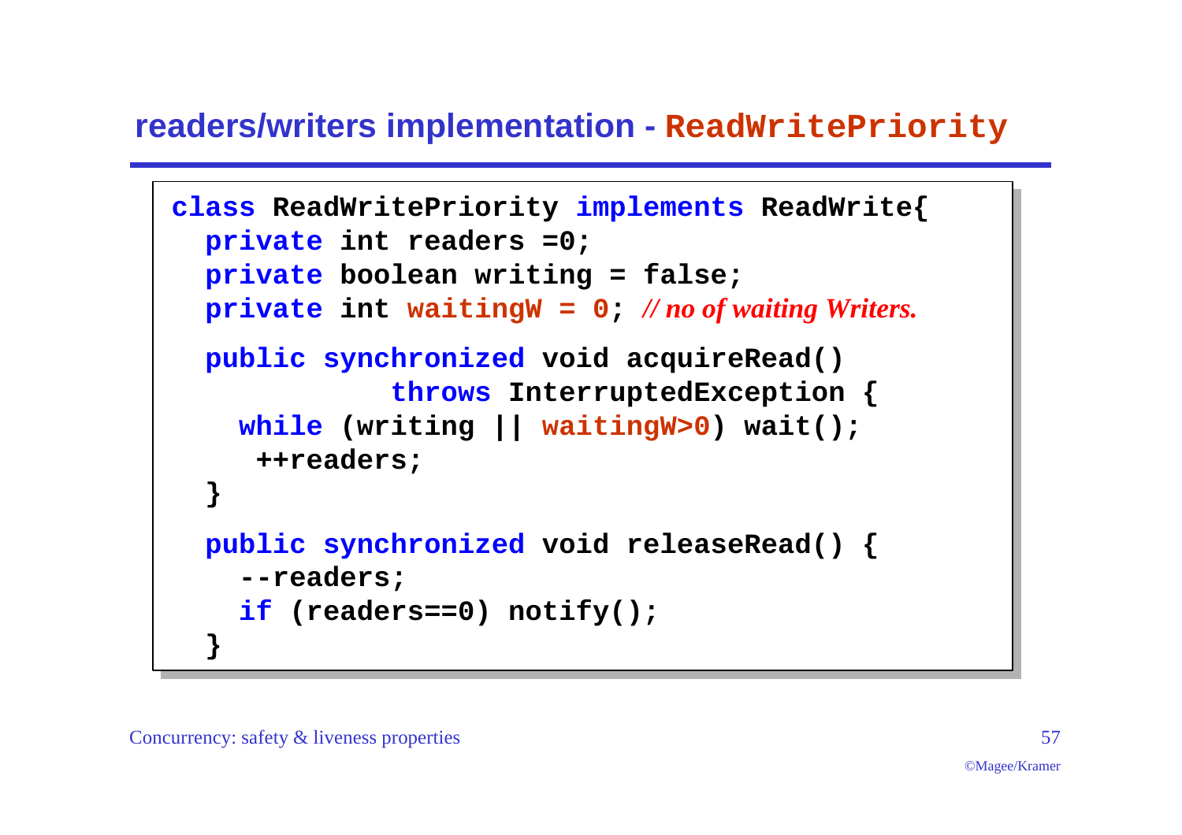## readers/writers implementation - ReadWritePriority

```
class ReadWritePriority implements ReadWrite{
  private int readers =0;
  private boolean writing = false;
  private int waitingW = 0; // no of waiting Writers.

  public synchronized void acquireRead()
             throws InterruptedException {
    while (writing || waitingW>0) wait();
     ++readers;
  }

  public synchronized void releaseRead() {
    --readers;
    if (readers==0) notify();
  }
```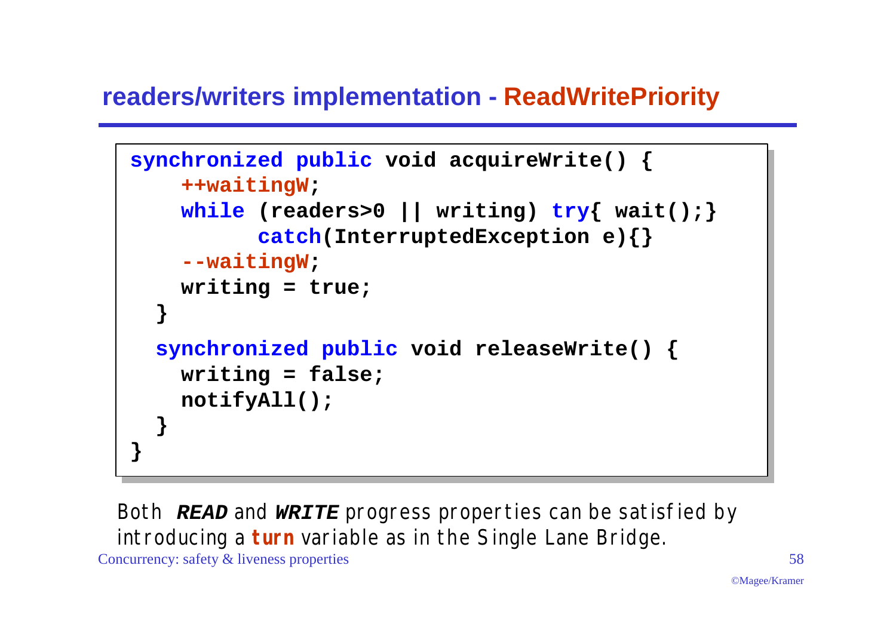## readers/writers implementation - ReadWritePriority

```
synchronized public void acquireWrite() {
    ++waitingW;
    while (readers>0 || writing) try{ wait();}
          catch(InterruptedException e){}
    --waitingW;
    writing = true;
  }
  synchronized public void releaseWrite() {
    writing = false;
    notifyAll();
  }
}
```

Both ***READ*** and ***WRITE*** progress properties can be satisfied by introducing a **turn** variable as in the Single Lane Bridge.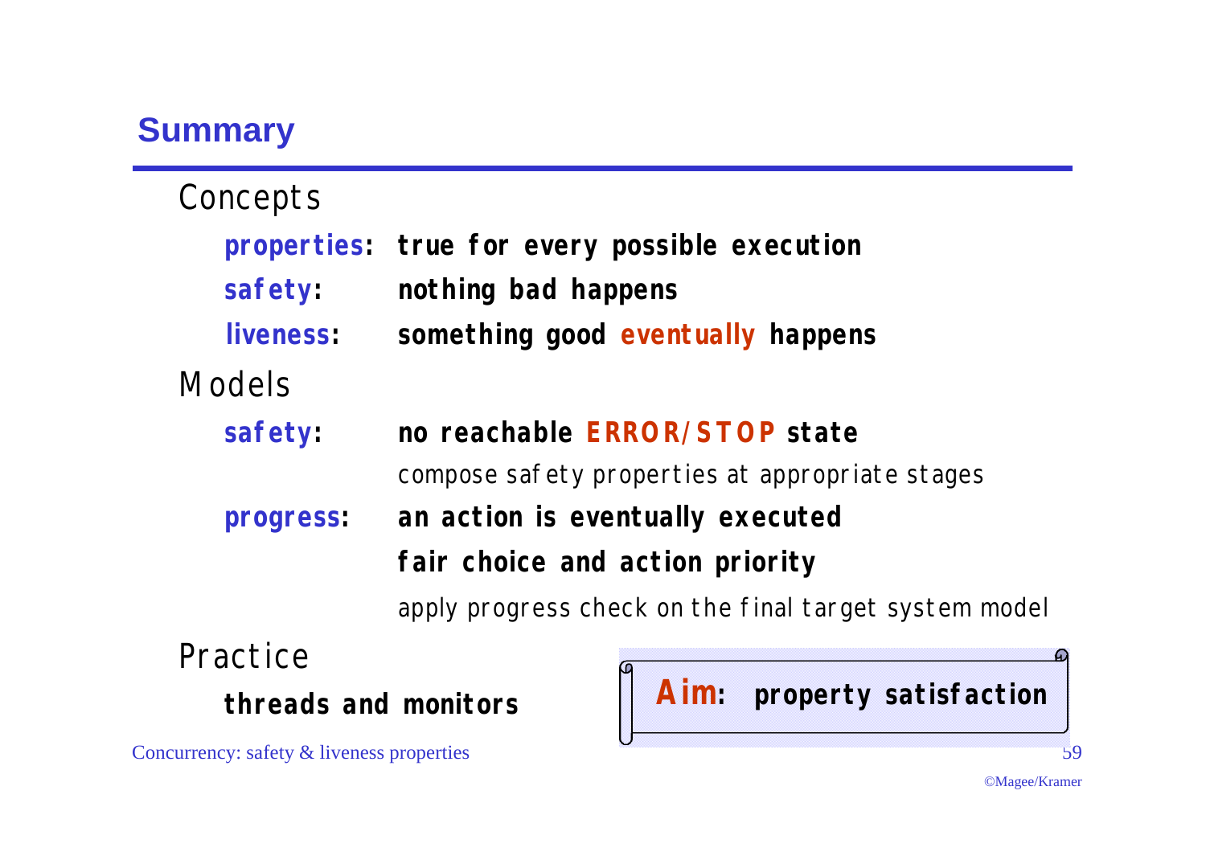## Summary

Concepts

- **properties**: **true for every possible execution**
- **safety**: **nothing bad happens**
- **liveness**: **something good eventually happens**

Models

- **safety**: **no reachable ERROR/STOP state**

  compose safety properties at appropriate stages

- **progress**: **an action is eventually executed**

  **fair choice and action priority**

  apply progress check on the final target system model

Practice

- **threads and monitors**

**Aim**: **property satisfaction**